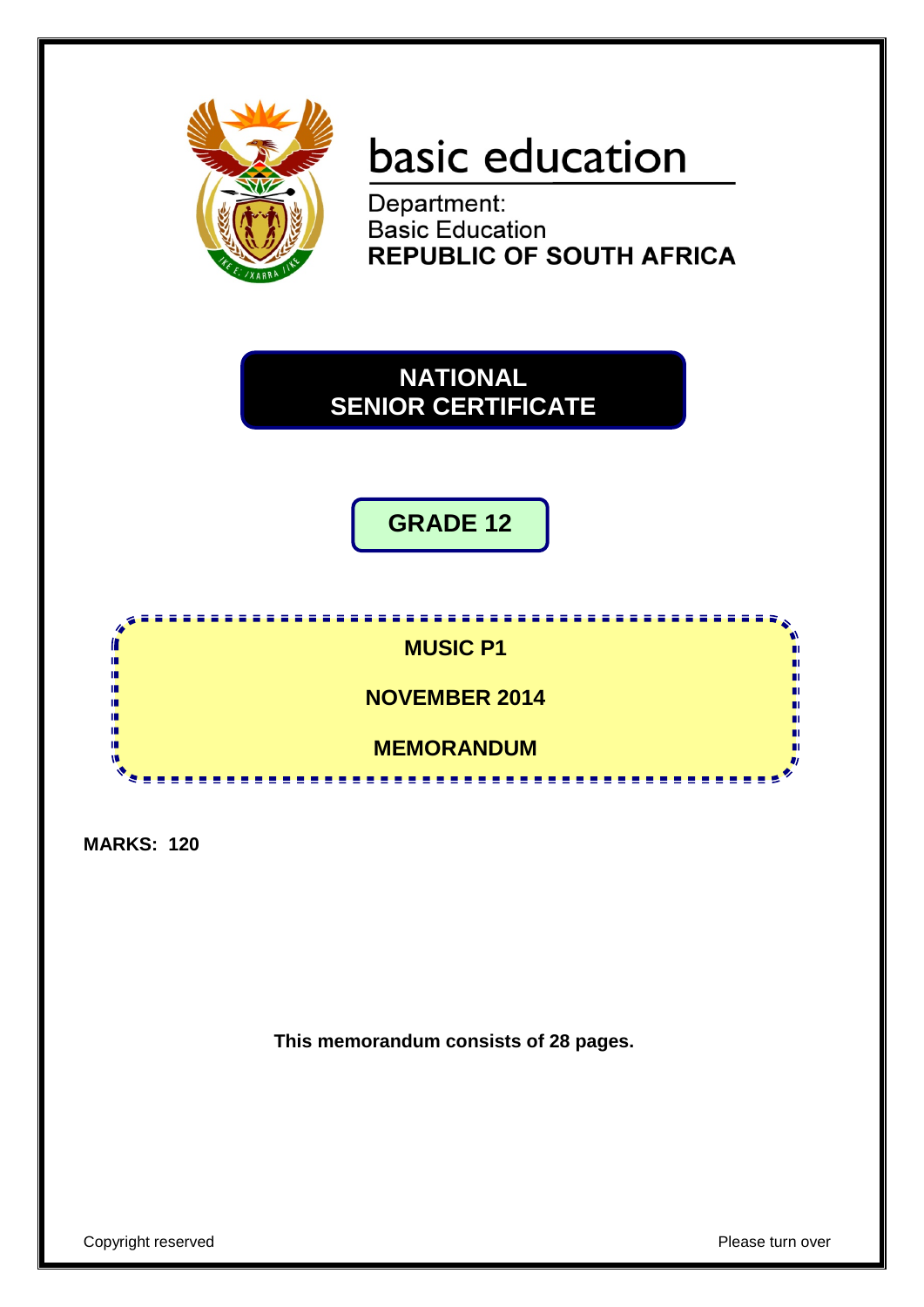basic education

Department:
Basic Education
**REPUBLIC OF SOUTH AFRICA**

# NATIONAL SENIOR CERTIFICATE

## GRADE 12

**MUSIC P1**

**NOVEMBER 2014**

**MEMORANDUM**

**MARKS: 120**

**This memorandum consists of 28 pages.**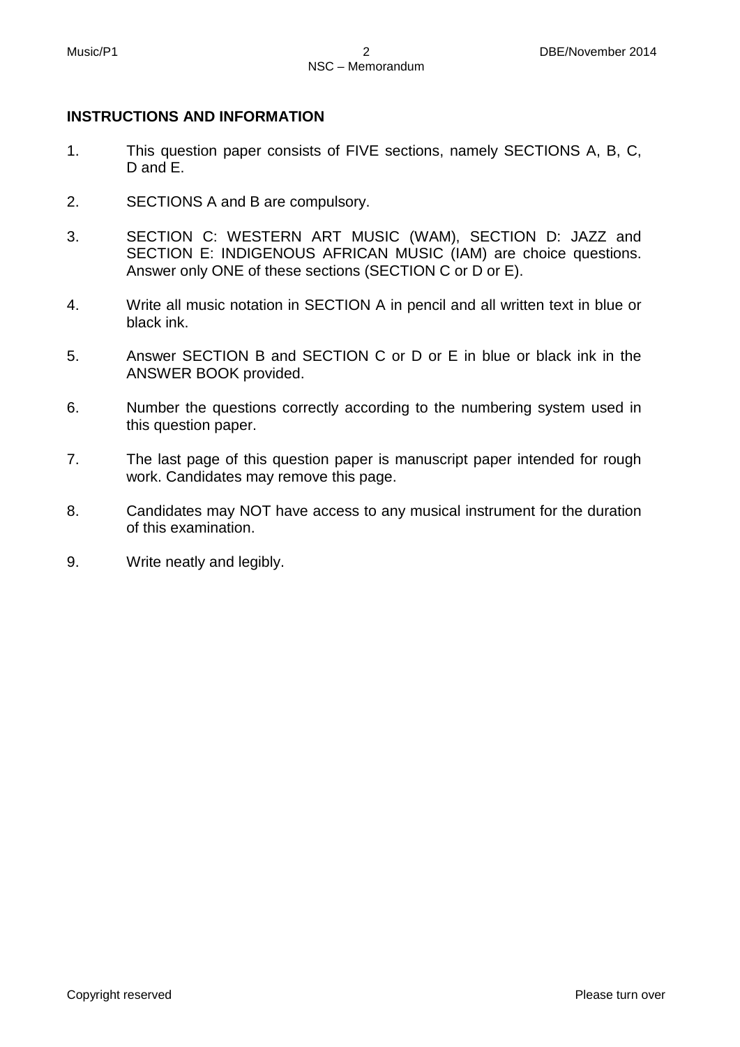**INSTRUCTIONS AND INFORMATION**

1. This question paper consists of FIVE sections, namely SECTIONS A, B, C, D and E.

2. SECTIONS A and B are compulsory.

3. SECTION C: WESTERN ART MUSIC (WAM), SECTION D: JAZZ and SECTION E: INDIGENOUS AFRICAN MUSIC (IAM) are choice questions. Answer only ONE of these sections (SECTION C or D or E).

4. Write all music notation in SECTION A in pencil and all written text in blue or black ink.

5. Answer SECTION B and SECTION C or D or E in blue or black ink in the ANSWER BOOK provided.

6. Number the questions correctly according to the numbering system used in this question paper.

7. The last page of this question paper is manuscript paper intended for rough work. Candidates may remove this page.

8. Candidates may NOT have access to any musical instrument for the duration of this examination.

9. Write neatly and legibly.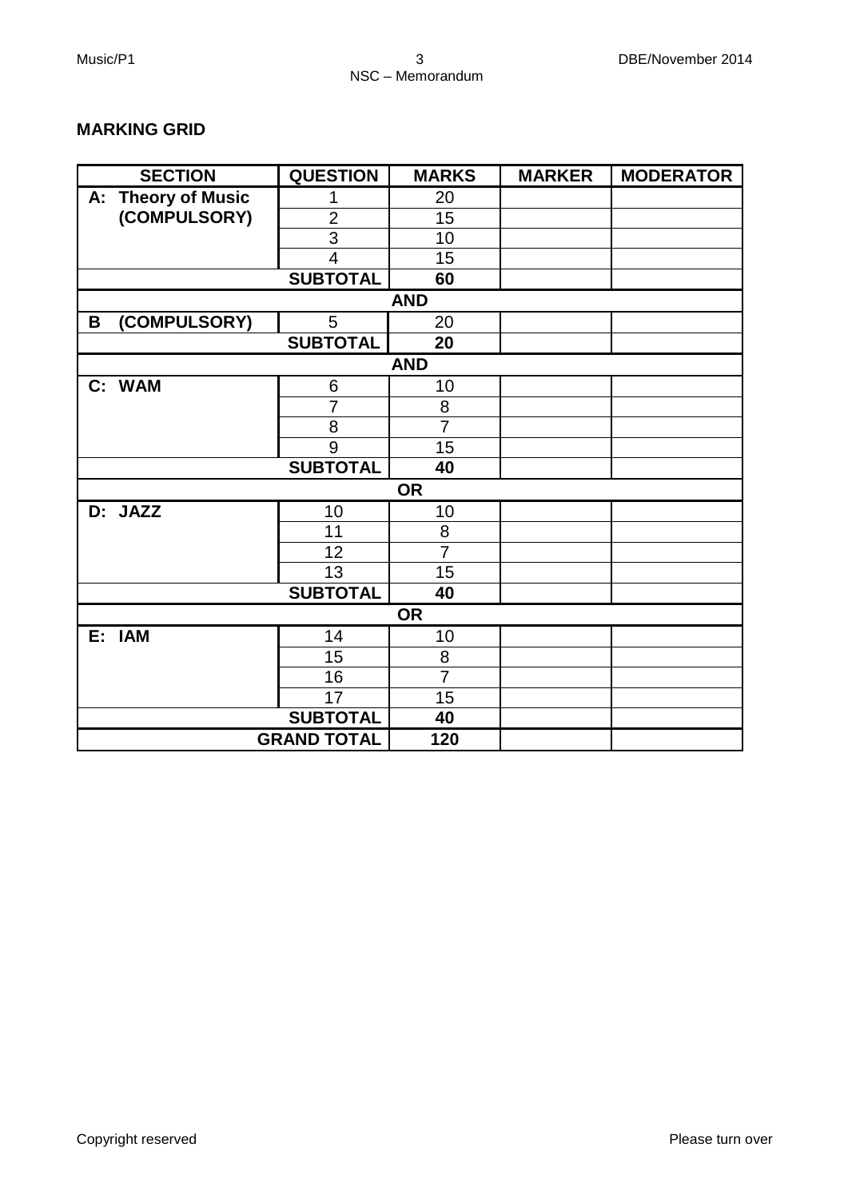**MARKING GRID**

| SECTION | QUESTION | MARKS | MARKER | MODERATOR |
|---|---|---|---|---|
| A: Theory of Music (COMPULSORY) | 1 | 20 | | |
| | 2 | 15 | | |
| | 3 | 10 | | |
| | 4 | 15 | | |
| | **SUBTOTAL** | **60** | | |
| | | **AND** | | |
| B (COMPULSORY) | 5 | 20 | | |
| | **SUBTOTAL** | **20** | | |
| | | **AND** | | |
| C: WAM | 6 | 10 | | |
| | 7 | 8 | | |
| | 8 | 7 | | |
| | 9 | 15 | | |
| | **SUBTOTAL** | **40** | | |
| | | **OR** | | |
| D: JAZZ | 10 | 10 | | |
| | 11 | 8 | | |
| | 12 | 7 | | |
| | 13 | 15 | | |
| | **SUBTOTAL** | **40** | | |
| | | **OR** | | |
| E: IAM | 14 | 10 | | |
| | 15 | 8 | | |
| | 16 | 7 | | |
| | 17 | 15 | | |
| | **SUBTOTAL** | **40** | | |
| | **GRAND TOTAL** | **120** | | |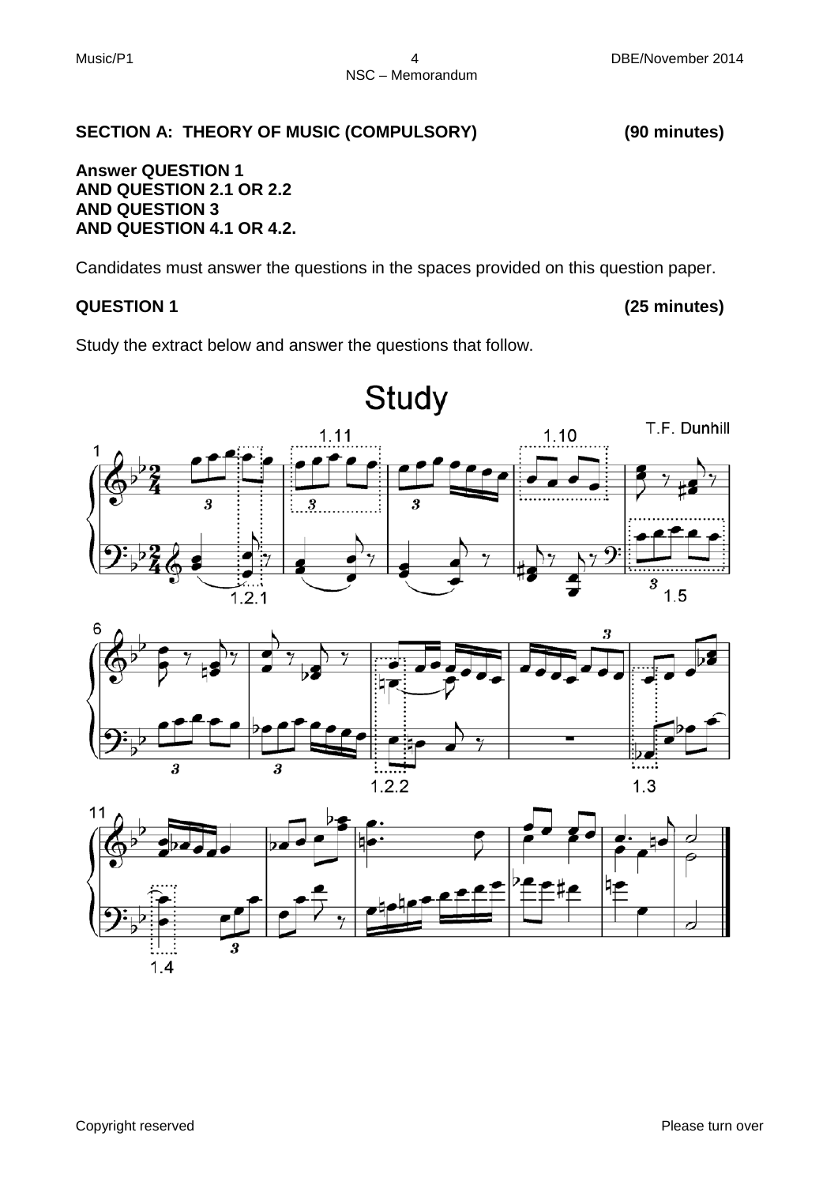**SECTION A: THEORY OF MUSIC (COMPULSORY) (90 minutes)**

**Answer QUESTION 1**
**AND QUESTION 2.1 OR 2.2**
**AND QUESTION 3**
**AND QUESTION 4.1 OR 4.2.**

Candidates must answer the questions in the spaces provided on this question paper.

**QUESTION 1 (25 minutes)**

Study the extract below and answer the questions that follow.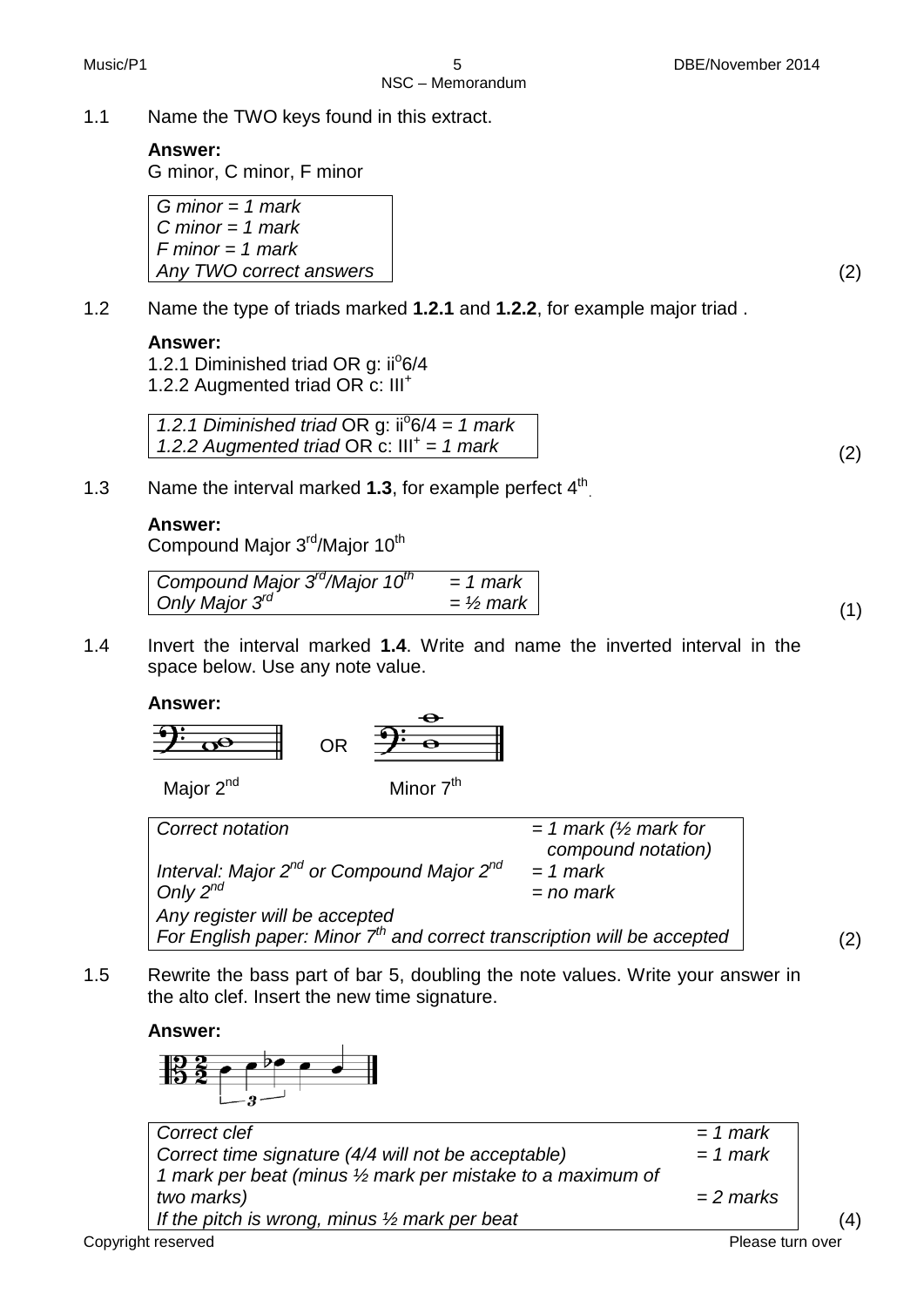1.1 Name the TWO keys found in this extract.

**Answer:**
G minor, C minor, F minor

| *G minor = 1 mark* |
|---|
| *C minor = 1 mark* |
| *F minor = 1 mark* |
| *Any TWO correct answers* |

(2)

1.2 Name the type of triads marked **1.2.1** and **1.2.2**, for example major triad .

**Answer:**
1.2.1 Diminished triad OR g: ii$^{o}$6/4
1.2.2 Augmented triad OR c: III$^{+}$

| *1.2.1 Diminished triad* OR g: ii$^{o}$6/4 = *1 mark* |
|---|
| *1.2.2 Augmented triad* OR c: III$^{+}$ = *1 mark* |

(2)

1.3 Name the interval marked **1.3**, for example perfect 4$^{th}$.

**Answer:**
Compound Major 3$^{rd}$/Major 10$^{th}$

| *Compound Major 3$^{rd}$/Major 10$^{th}$* | *= 1 mark* |
|---|---|
| *Only Major 3$^{rd}$* | *= ½ mark* |

(1)

1.4 Invert the interval marked **1.4**. Write and name the inverted interval in the space below. Use any note value.

**Answer:**

Major 2$^{nd}$ OR Minor 7$^{th}$

| *Correct notation* | *= 1 mark (½ mark for compound notation)* |
|---|---|
| *Interval: Major 2$^{nd}$ or Compound Major 2$^{nd}$* | *= 1 mark* |
| *Only 2$^{nd}$* | *= no mark* |
| *Any register will be accepted* | |
| *For English paper: Minor 7$^{th}$ and correct transcription will be accepted* | |

(2)

1.5 Rewrite the bass part of bar 5, doubling the note values. Write your answer in the alto clef. Insert the new time signature.

**Answer:**

| *Correct clef* | *= 1 mark* |
|---|---|
| *Correct time signature (4/4 will not be acceptable)* | *= 1 mark* |
| *1 mark per beat (minus ½ mark per mistake to a maximum of two marks)* | *= 2 marks* |
| *If the pitch is wrong, minus ½ mark per beat* | |

(4)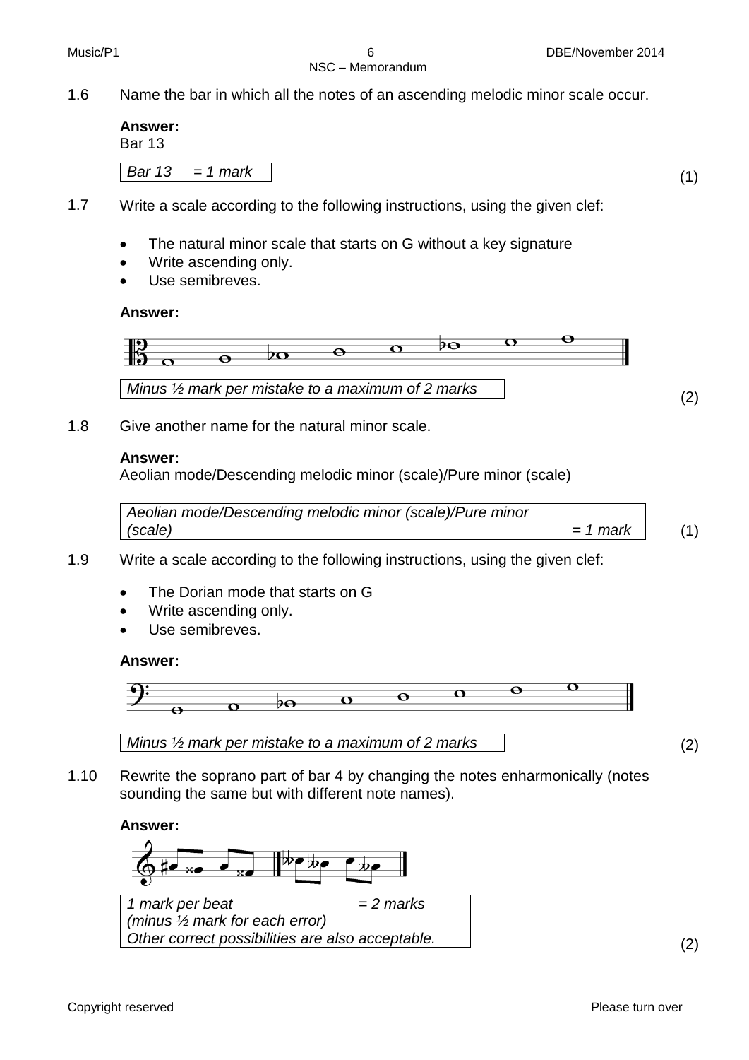1.6 Name the bar in which all the notes of an ascending melodic minor scale occur.

**Answer:**
Bar 13

| *Bar 13 = 1 mark* |
|---|

(1)

1.7 Write a scale according to the following instructions, using the given clef:

- The natural minor scale that starts on G without a key signature
- Write ascending only.
- Use semibreves.

**Answer:**

| *Minus ½ mark per mistake to a maximum of 2 marks* |
|---|

(2)

1.8 Give another name for the natural minor scale.

**Answer:**
Aeolian mode/Descending melodic minor (scale)/Pure minor (scale)

| *Aeolian mode/Descending melodic minor (scale)/Pure minor (scale) = 1 mark* |
|---|

(1)

1.9 Write a scale according to the following instructions, using the given clef:

- The Dorian mode that starts on G
- Write ascending only.
- Use semibreves.

**Answer:**

| *Minus ½ mark per mistake to a maximum of 2 marks* |
|---|

(2)

1.10 Rewrite the soprano part of bar 4 by changing the notes enharmonically (notes sounding the same but with different note names).

**Answer:**

| *1 mark per beat = 2 marks* |
|---|
| *(minus ½ mark for each error)* |
| *Other correct possibilities are also acceptable.* |

(2)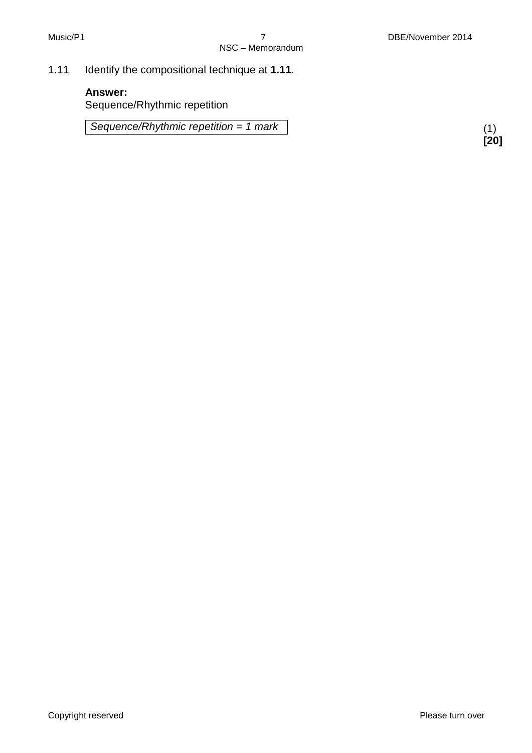1.11 Identify the compositional technique at **1.11**.

**Answer:**
Sequence/Rhythmic repetition

| *Sequence/Rhythmic repetition = 1 mark* |
|---|

(1)
**[20]**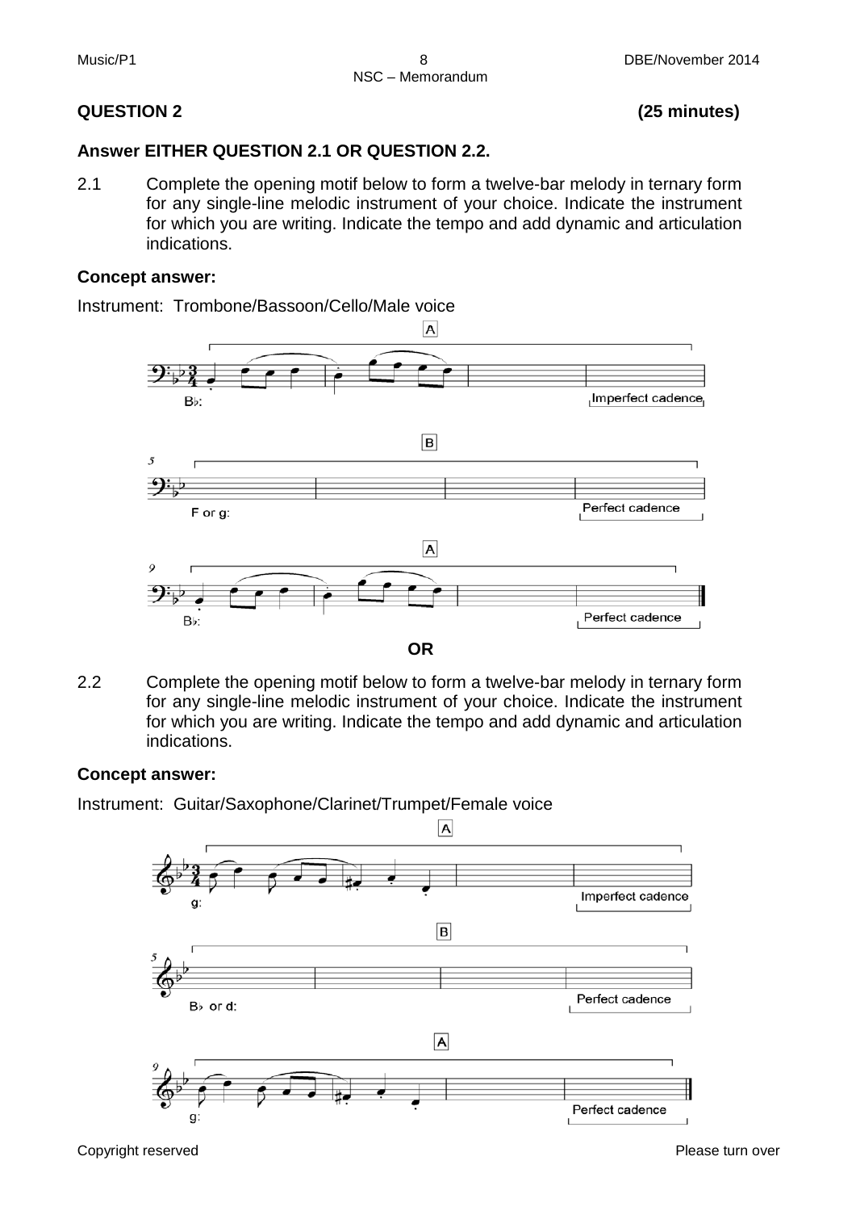## QUESTION 2 (25 minutes)

**Answer EITHER QUESTION 2.1 OR QUESTION 2.2.**

2.1 Complete the opening motif below to form a twelve-bar melody in ternary form for any single-line melodic instrument of your choice. Indicate the instrument for which you are writing. Indicate the tempo and add dynamic and articulation indications.

**Concept answer:**

Instrument: Trombone/Bassoon/Cello/Male voice

A

B♭:

Imperfect cadence

B

F or g:

Perfect cadence

A

B♭:

Perfect cadence

**OR**

2.2 Complete the opening motif below to form a twelve-bar melody in ternary form for any single-line melodic instrument of your choice. Indicate the instrument for which you are writing. Indicate the tempo and add dynamic and articulation indications.

**Concept answer:**

Instrument: Guitar/Saxophone/Clarinet/Trumpet/Female voice

A

g:

Imperfect cadence

B

B♭ or d:

Perfect cadence

A

g:

Perfect cadence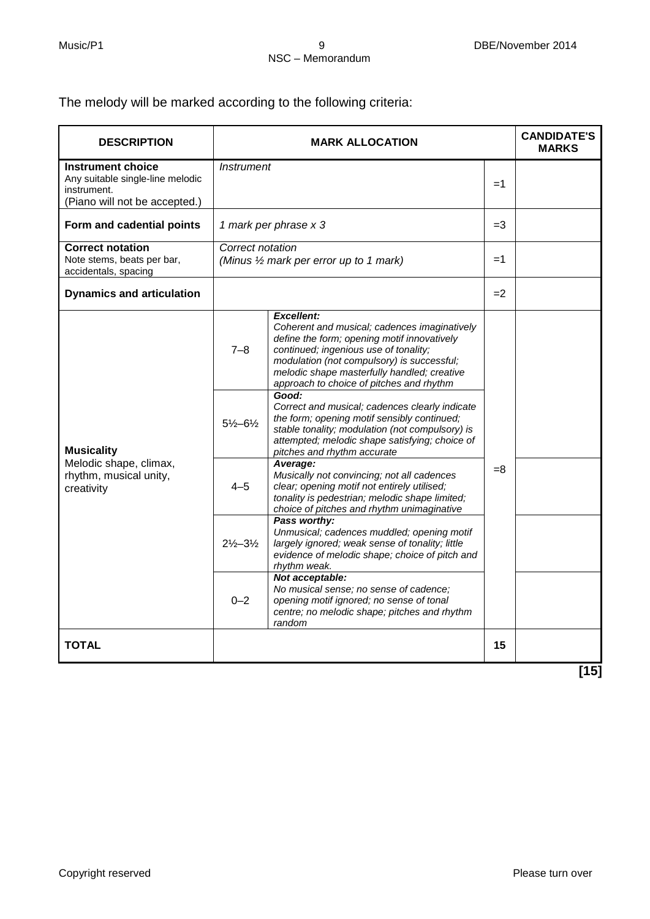The melody will be marked according to the following criteria:

| DESCRIPTION | MARK ALLOCATION | | | CANDIDATE'S MARKS |
|---|---|---|---|---|
| **Instrument choice** Any suitable single-line melodic instrument. (Piano will not be accepted.) | *Instrument* | | =1 | |
| **Form and cadential points** | *1 mark per phrase x 3* | | =3 | |
| **Correct notation** Note stems, beats per bar, accidentals, spacing | *Correct notation (Minus ½ mark per error up to 1 mark)* | | =1 | |
| **Dynamics and articulation** | | | =2 | |
| **Musicality** Melodic shape, climax, rhythm, musical unity, creativity | 7–8 | ***Excellent:*** *Coherent and musical; cadences imaginatively define the form; opening motif innovatively continued; ingenious use of tonality; modulation (not compulsory) is successful; melodic shape masterfully handled; creative approach to choice of pitches and rhythm* | =8 | |
| | 5½–6½ | ***Good:*** *Correct and musical; cadences clearly indicate the form; opening motif sensibly continued; stable tonality; modulation (not compulsory) is attempted; melodic shape satisfying; choice of pitches and rhythm accurate* | | |
| | 4–5 | ***Average:*** *Musically not convincing; not all cadences clear; opening motif not entirely utilised; tonality is pedestrian; melodic shape limited; choice of pitches and rhythm unimaginative* | | |
| | 2½–3½ | ***Pass worthy:*** *Unmusical; cadences muddled; opening motif largely ignored; weak sense of tonality; little evidence of melodic shape; choice of pitch and rhythm weak.* | | |
| | 0–2 | ***Not acceptable:*** *No musical sense; no sense of cadence; opening motif ignored; no sense of tonal centre; no melodic shape; pitches and rhythm random* | | |
| **TOTAL** | | | **15** | |

**[15]**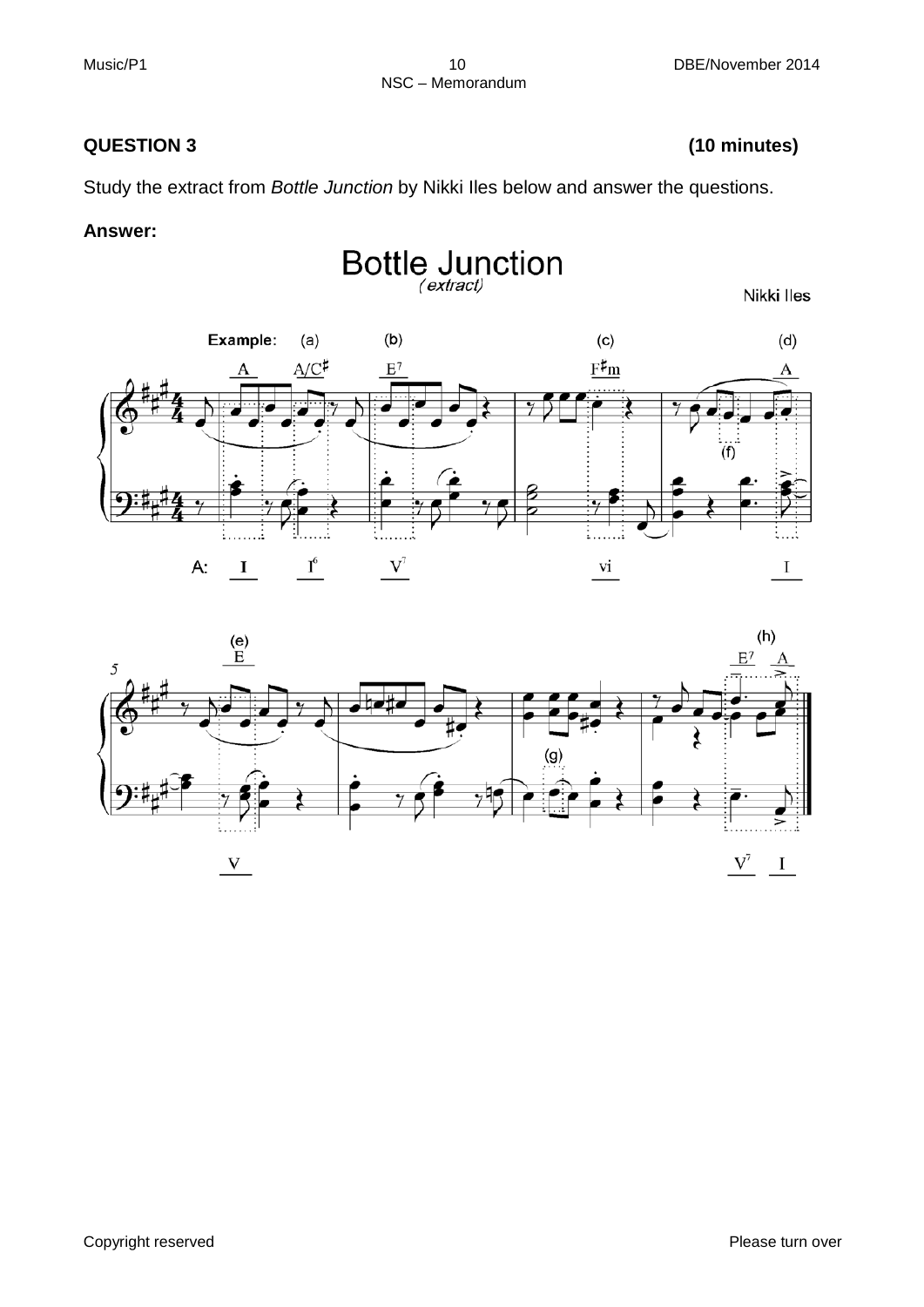**QUESTION 3** **(10 minutes)**

Study the extract from *Bottle Junction* by Nikki Iles below and answer the questions.

**Answer:**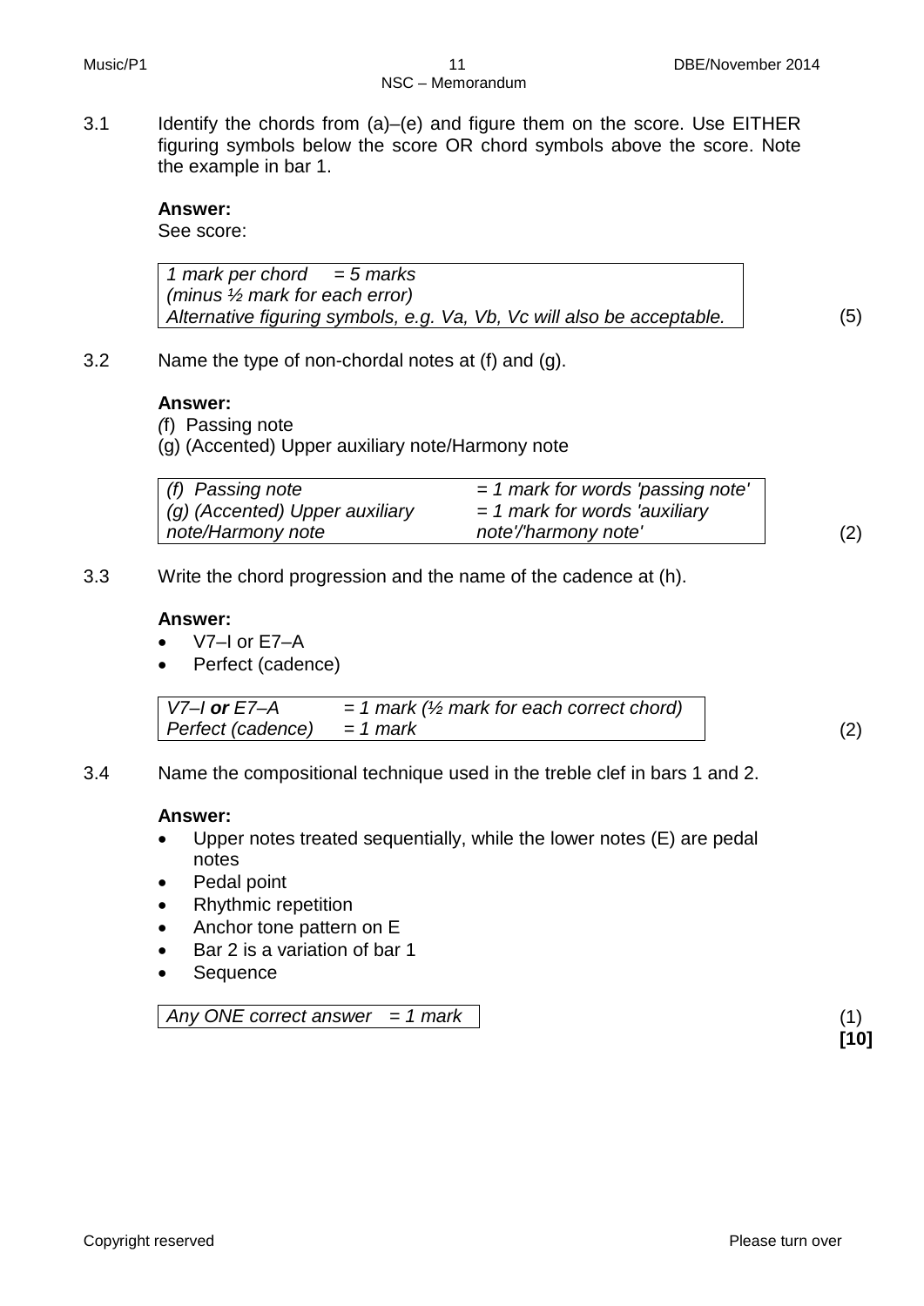3.1 Identify the chords from (a)–(e) and figure them on the score. Use EITHER figuring symbols below the score OR chord symbols above the score. Note the example in bar 1.

**Answer:**
See score:

| *1 mark per chord = 5 marks* *(minus ½ mark for each error)* *Alternative figuring symbols, e.g. Va, Vb, Vc will also be acceptable.* |
|---|

(5)

3.2 Name the type of non-chordal notes at (f) and (g).

**Answer:**
(f) Passing note
(g) (Accented) Upper auxiliary note/Harmony note

| | |
|---|---|
| *(f) Passing note* | *= 1 mark for words 'passing note'* |
| *(g) (Accented) Upper auxiliary note/Harmony note* | *= 1 mark for words 'auxiliary note'/'harmony note'* |

(2)

3.3 Write the chord progression and the name of the cadence at (h).

**Answer:**
- V7–I or E7–A
- Perfect (cadence)

| | |
|---|---|
| *V7–I **or** E7–A* | *= 1 mark (½ mark for each correct chord)* |
| *Perfect (cadence)* | *= 1 mark* |

(2)

3.4 Name the compositional technique used in the treble clef in bars 1 and 2.

**Answer:**
- Upper notes treated sequentially, while the lower notes (E) are pedal notes
- Pedal point
- Rhythmic repetition
- Anchor tone pattern on E
- Bar 2 is a variation of bar 1
- Sequence

| *Any ONE correct answer = 1 mark* |
|---|

(1)

**[10]**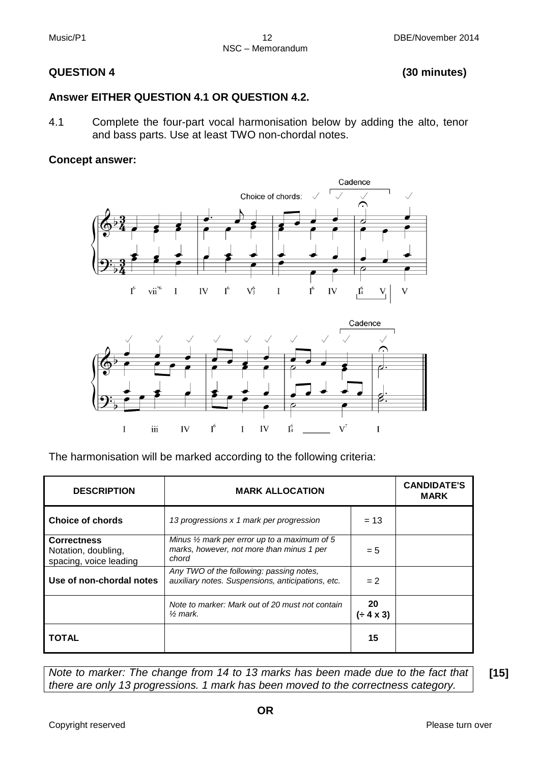## QUESTION 4 (30 minutes)

**Answer EITHER QUESTION 4.1 OR QUESTION 4.2.**

4.1 Complete the four-part vocal harmonisation below by adding the alto, tenor and bass parts. Use at least TWO non-chordal notes.

**Concept answer:**

The harmonisation will be marked according to the following criteria:

| DESCRIPTION | MARK ALLOCATION | | CANDIDATE'S MARK |
|---|---|---|---|
| **Choice of chords** | *13 progressions x 1 mark per progression* | = 13 | |
| **Correctness** Notation, doubling, spacing, voice leading | *Minus ½ mark per error up to a maximum of 5 marks, however, not more than minus 1 per chord* | = 5 | |
| **Use of non-chordal notes** | *Any TWO of the following: passing notes, auxiliary notes. Suspensions, anticipations, etc.* | = 2 | |
| | *Note to marker: Mark out of 20 must not contain ½ mark.* | **20 (÷ 4 x 3)** | |
| **TOTAL** | | **15** | |

*Note to marker: The change from 14 to 13 marks has been made due to the fact that there are only 13 progressions. 1 mark has been moved to the correctness category.* **[15]**

**OR**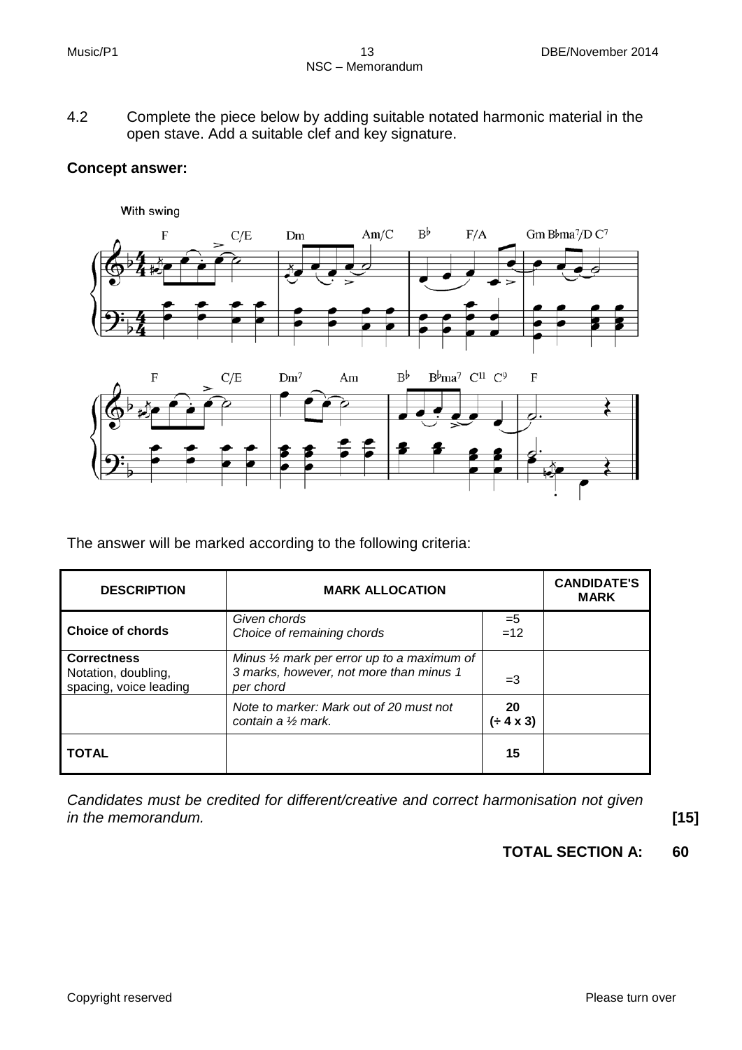4.2 Complete the piece below by adding suitable notated harmonic material in the open stave. Add a suitable clef and key signature.

**Concept answer:**

With swing

F C/E Dm Am/C B♭ F/A Gm B♭ma7/D C7

F C/E Dm7 Am B♭ B♭ma7 C11 C9 F

The answer will be marked according to the following criteria:

| DESCRIPTION | MARK ALLOCATION | | CANDIDATE'S MARK |
|---|---|---|---|
| **Choice of chords** | *Given chords*<br>*Choice of remaining chords* | =5<br>=12 | |
| **Correctness**<br>Notation, doubling, spacing, voice leading | *Minus ½ mark per error up to a maximum of 3 marks, however, not more than minus 1 per chord* | =3 | |
| | *Note to marker: Mark out of 20 must not contain a ½ mark.* | **20**<br>**(÷ 4 x 3)** | |
| **TOTAL** | | **15** | |

*Candidates must be credited for different/creative and correct harmonisation not given in the memorandum.* **[15]**

**TOTAL SECTION A: 60**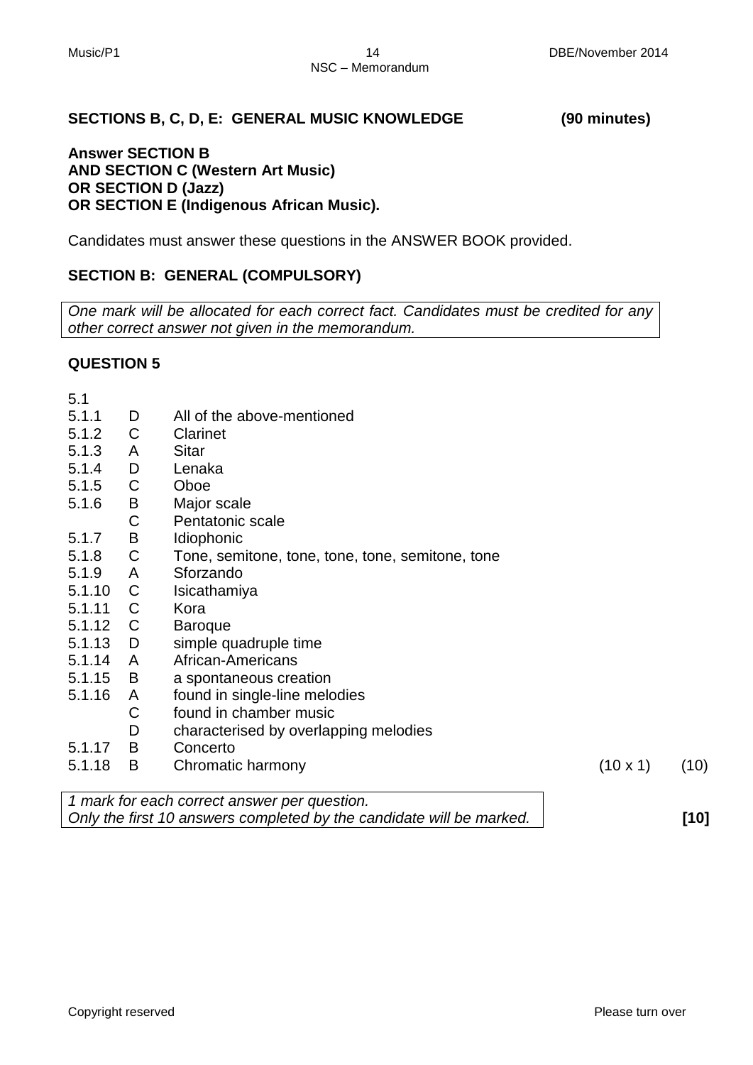**SECTIONS B, C, D, E: GENERAL MUSIC KNOWLEDGE (90 minutes)**

**Answer SECTION B**
**AND SECTION C (Western Art Music)**
**OR SECTION D (Jazz)**
**OR SECTION E (Indigenous African Music).**

Candidates must answer these questions in the ANSWER BOOK provided.

## SECTION B: GENERAL (COMPULSORY)

*One mark will be allocated for each correct fact. Candidates must be credited for any other correct answer not given in the memorandum.*

### QUESTION 5

5.1

| | | | |
|---|---|---|---|
| 5.1.1 | D | All of the above-mentioned | |
| 5.1.2 | C | Clarinet | |
| 5.1.3 | A | Sitar | |
| 5.1.4 | D | Lenaka | |
| 5.1.5 | C | Oboe | |
| 5.1.6 | B | Major scale | |
| | C | Pentatonic scale | |
| 5.1.7 | B | Idiophonic | |
| 5.1.8 | C | Tone, semitone, tone, tone, tone, semitone, tone | |
| 5.1.9 | A | Sforzando | |
| 5.1.10 | C | Isicathamiya | |
| 5.1.11 | C | Kora | |
| 5.1.12 | C | Baroque | |
| 5.1.13 | D | simple quadruple time | |
| 5.1.14 | A | African-Americans | |
| 5.1.15 | B | a spontaneous creation | |
| 5.1.16 | A | found in single-line melodies | |
| | C | found in chamber music | |
| | D | characterised by overlapping melodies | |
| 5.1.17 | B | Concerto | |
| 5.1.18 | B | Chromatic harmony | (10 x 1) (10) |

*1 mark for each correct answer per question.*
*Only the first 10 answers completed by the candidate will be marked.* **[10]**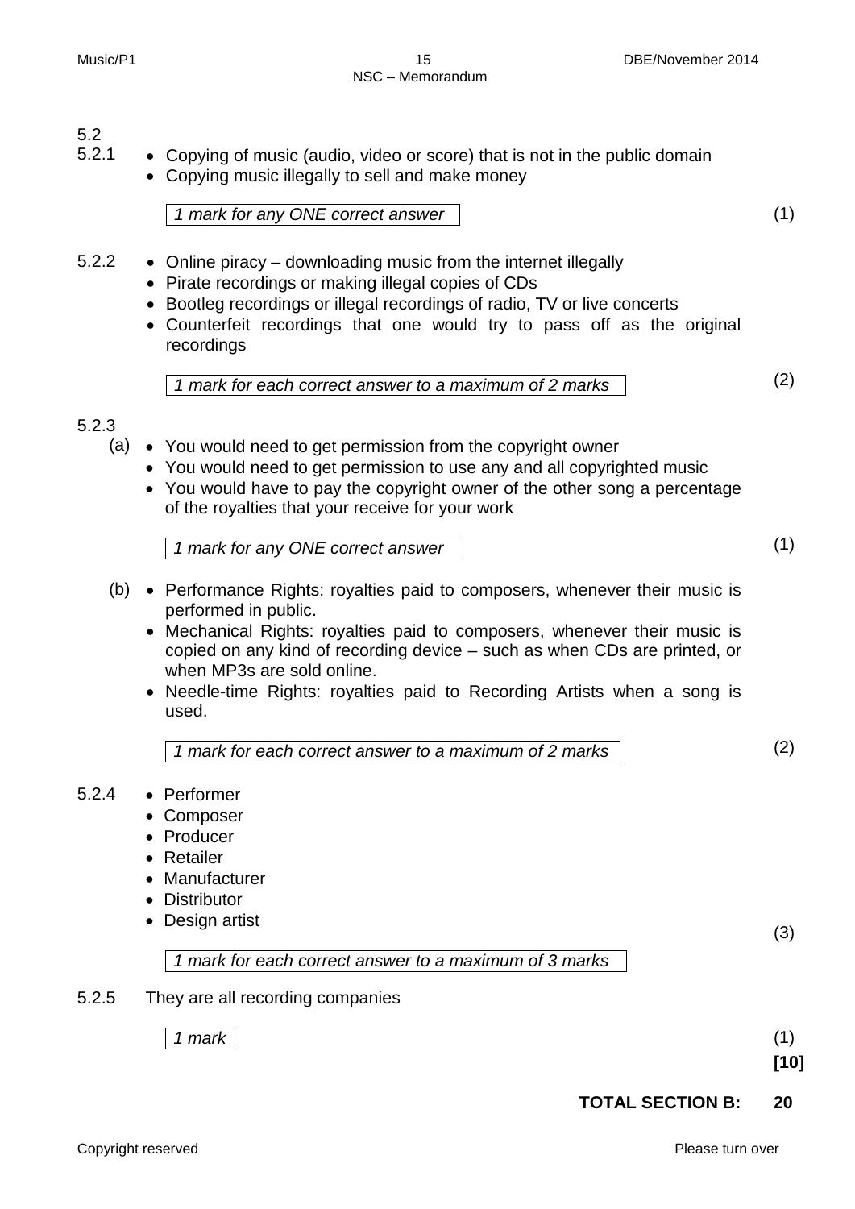5.2

5.2.1

- Copying of music (audio, video or score) that is not in the public domain
- Copying music illegally to sell and make money

*1 mark for any ONE correct answer* (1)

5.2.2

- Online piracy – downloading music from the internet illegally
- Pirate recordings or making illegal copies of CDs
- Bootleg recordings or illegal recordings of radio, TV or live concerts
- Counterfeit recordings that one would try to pass off as the original recordings

*1 mark for each correct answer to a maximum of 2 marks* (2)

5.2.3

(a)

- You would need to get permission from the copyright owner
- You would need to get permission to use any and all copyrighted music
- You would have to pay the copyright owner of the other song a percentage of the royalties that your receive for your work

*1 mark for any ONE correct answer* (1)

(b)

- Performance Rights: royalties paid to composers, whenever their music is performed in public.
- Mechanical Rights: royalties paid to composers, whenever their music is copied on any kind of recording device – such as when CDs are printed, or when MP3s are sold online.
- Needle-time Rights: royalties paid to Recording Artists when a song is used.

*1 mark for each correct answer to a maximum of 2 marks* (2)

5.2.4

- Performer
- Composer
- Producer
- Retailer
- Manufacturer
- Distributor
- Design artist

*1 mark for each correct answer to a maximum of 3 marks* (3)

5.2.5 They are all recording companies

*1 mark* (1)

**[10]**

**TOTAL SECTION B: 20**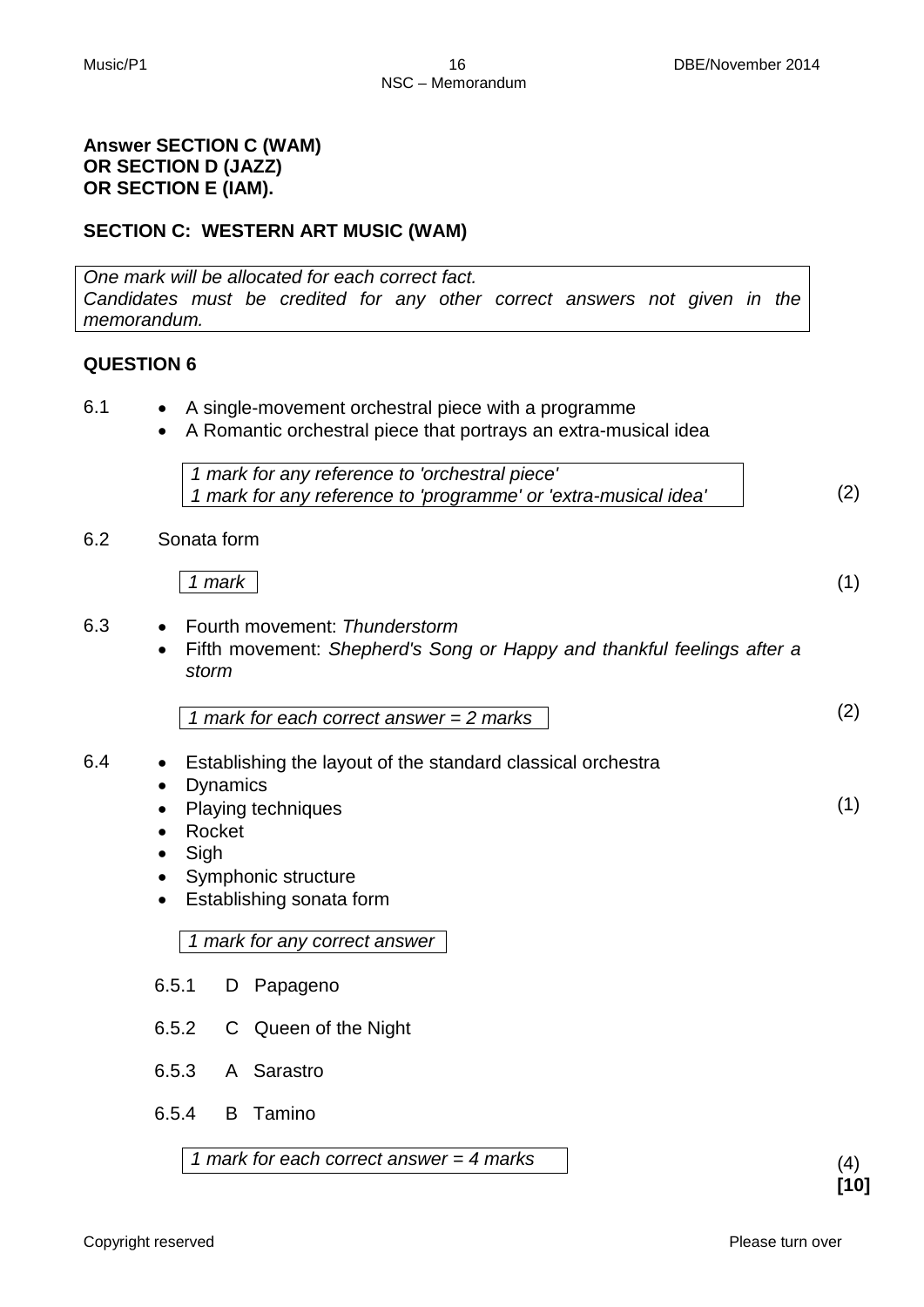**Answer SECTION C (WAM)**
**OR SECTION D (JAZZ)**
**OR SECTION E (IAM).**

## SECTION C: WESTERN ART MUSIC (WAM)

*One mark will be allocated for each correct fact.*
*Candidates must be credited for any other correct answers not given in the memorandum.*

### QUESTION 6

6.1
- A single-movement orchestral piece with a programme
- A Romantic orchestral piece that portrays an extra-musical idea

*1 mark for any reference to 'orchestral piece'*
*1 mark for any reference to 'programme' or 'extra-musical idea'* (2)

6.2 Sonata form

*1 mark* (1)

6.3
- Fourth movement: *Thunderstorm*
- Fifth movement: *Shepherd's Song or Happy and thankful feelings after a storm*

*1 mark for each correct answer = 2 marks* (2)

6.4
- Establishing the layout of the standard classical orchestra
- Dynamics
- Playing techniques
- Rocket
- Sigh
- Symphonic structure
- Establishing sonata form

*1 mark for any correct answer* (1)

6.5.1 D Papageno

6.5.2 C Queen of the Night

6.5.3 A Sarastro

6.5.4 B Tamino

*1 mark for each correct answer = 4 marks* (4)

**[10]**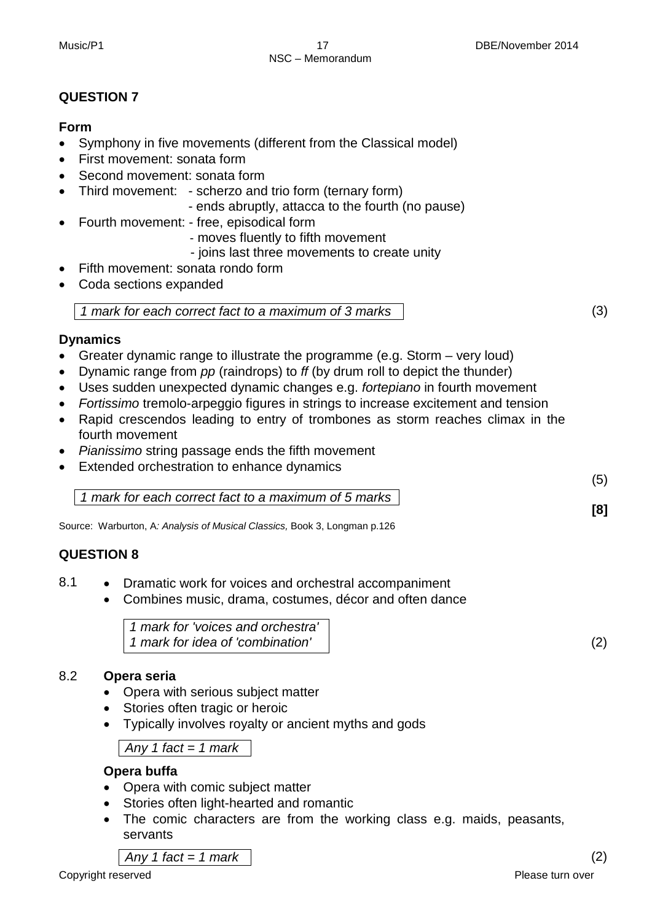## QUESTION 7

**Form**

- Symphony in five movements (different from the Classical model)
- First movement: sonata form
- Second movement: sonata form
- Third movement: - scherzo and trio form (ternary form)
  - ends abruptly, attacca to the fourth (no pause)
- Fourth movement: - free, episodical form
  - moves fluently to fifth movement
  - joins last three movements to create unity
- Fifth movement: sonata rondo form
- Coda sections expanded

*1 mark for each correct fact to a maximum of 3 marks* (3)

**Dynamics**

- Greater dynamic range to illustrate the programme (e.g. Storm – very loud)
- Dynamic range from *pp* (raindrops) to *ff* (by drum roll to depict the thunder)
- Uses sudden unexpected dynamic changes e.g. *fortepiano* in fourth movement
- *Fortissimo* tremolo-arpeggio figures in strings to increase excitement and tension
- Rapid crescendos leading to entry of trombones as storm reaches climax in the fourth movement
- *Pianissimo* string passage ends the fifth movement
- Extended orchestration to enhance dynamics

*1 mark for each correct fact to a maximum of 5 marks* (5)

**[8]**

Source: Warburton, A*: Analysis of Musical Classics,* Book 3, Longman p.126

## QUESTION 8

8.1
- Dramatic work for voices and orchestral accompaniment
- Combines music, drama, costumes, décor and often dance

*1 mark for 'voices and orchestra'*
*1 mark for idea of 'combination'* (2)

8.2 **Opera seria**

- Opera with serious subject matter
- Stories often tragic or heroic
- Typically involves royalty or ancient myths and gods

*Any 1 fact = 1 mark*

**Opera buffa**

- Opera with comic subject matter
- Stories often light-hearted and romantic
- The comic characters are from the working class e.g. maids, peasants, servants

*Any 1 fact = 1 mark* (2)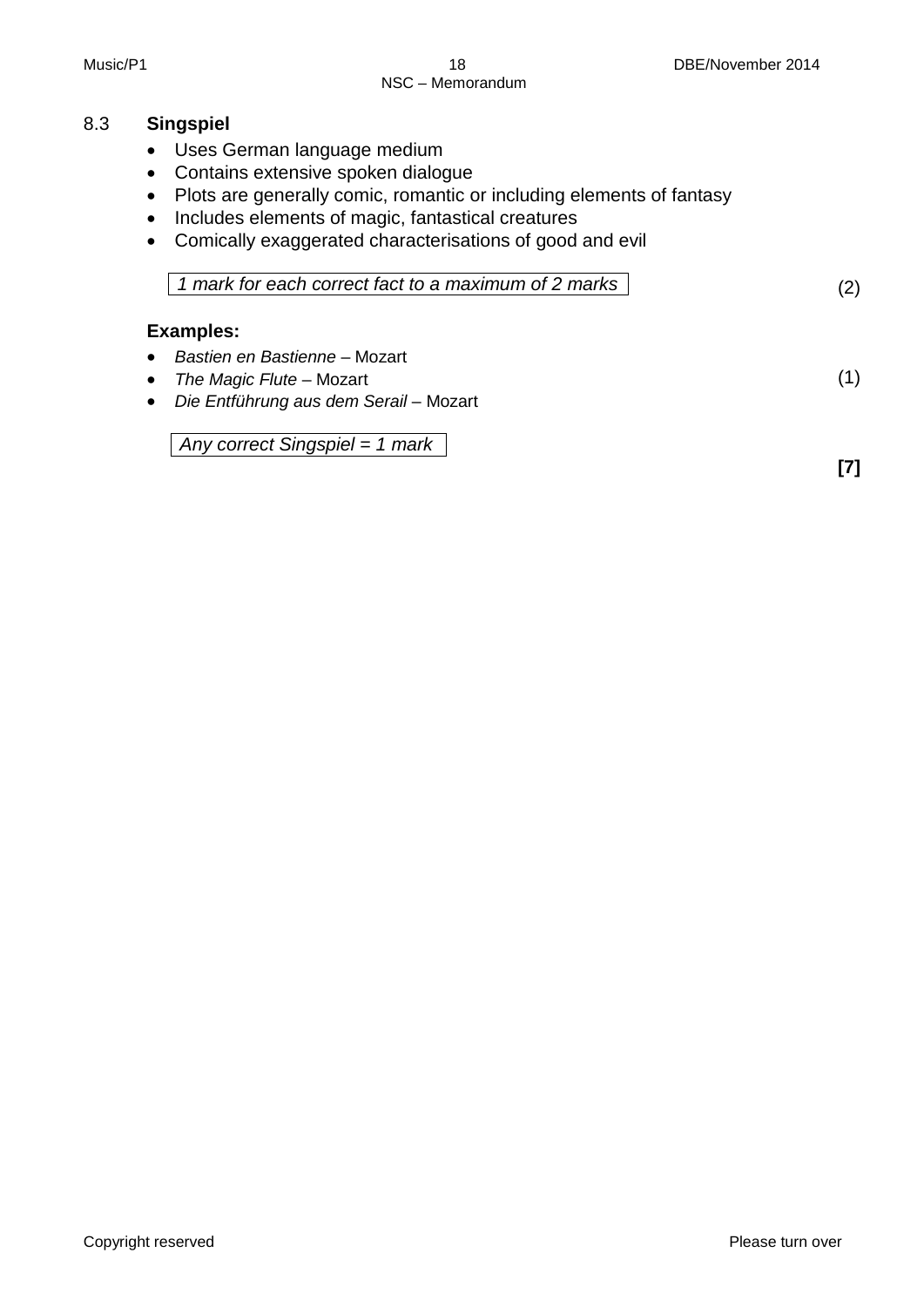8.3 **Singspiel**

- Uses German language medium
- Contains extensive spoken dialogue
- Plots are generally comic, romantic or including elements of fantasy
- Includes elements of magic, fantastical creatures
- Comically exaggerated characterisations of good and evil

*1 mark for each correct fact to a maximum of 2 marks* (2)

**Examples:**

- *Bastien en Bastienne* – Mozart
- *The Magic Flute* – Mozart
- *Die Entführung aus dem Serail* – Mozart

(1)

*Any correct Singspiel = 1 mark*

**[7]**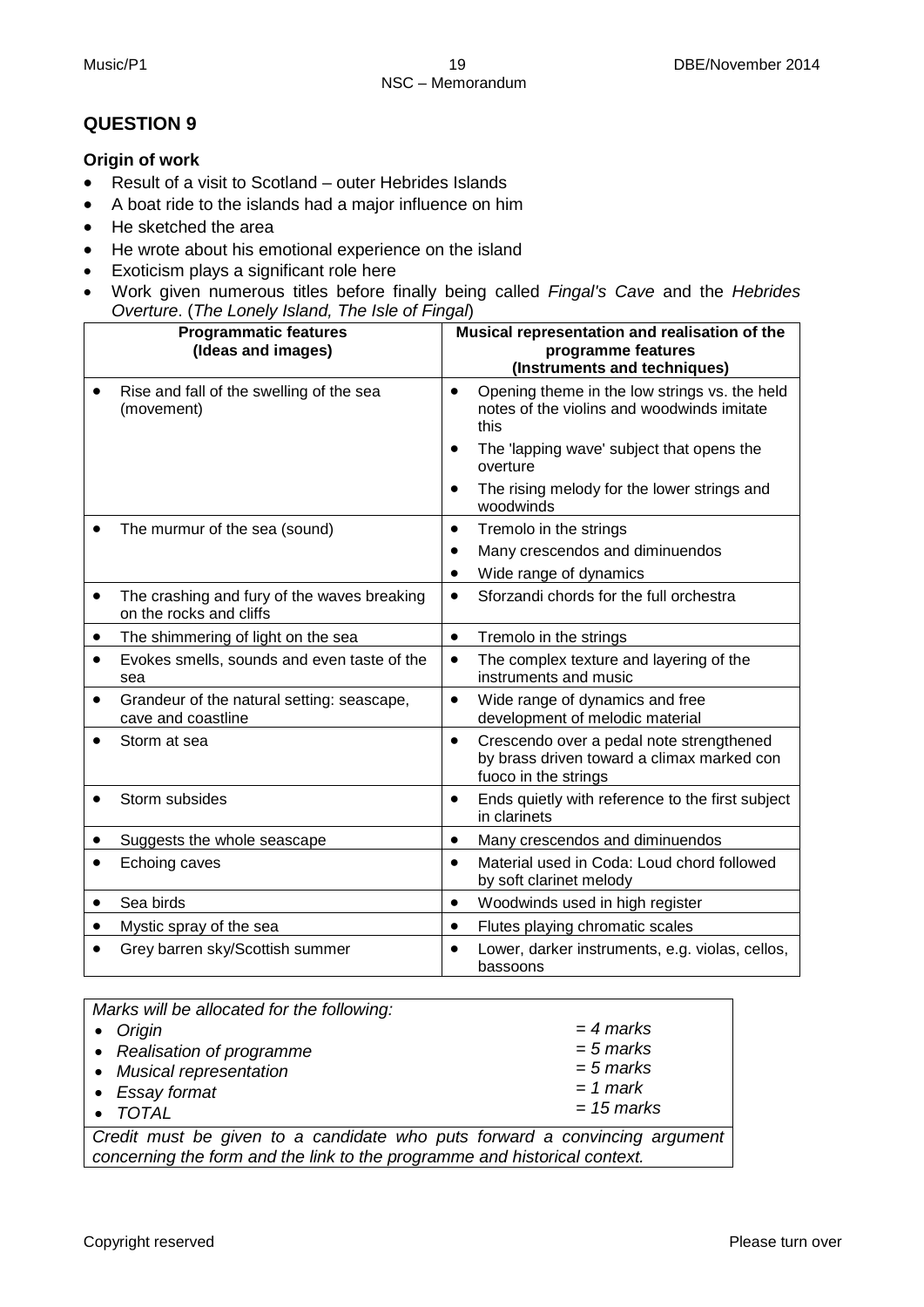## QUESTION 9

**Origin of work**

- Result of a visit to Scotland – outer Hebrides Islands
- A boat ride to the islands had a major influence on him
- He sketched the area
- He wrote about his emotional experience on the island
- Exoticism plays a significant role here
- Work given numerous titles before finally being called *Fingal's Cave* and the *Hebrides Overture*. (*The Lonely Island, The Isle of Fingal*)

| **Programmatic features (Ideas and images)** | **Musical representation and realisation of the programme features (Instruments and techniques)** |
|---|---|
| • Rise and fall of the swelling of the sea (movement) | • Opening theme in the low strings vs. the held notes of the violins and woodwinds imitate this<br>• The 'lapping wave' subject that opens the overture<br>• The rising melody for the lower strings and woodwinds |
| • The murmur of the sea (sound) | • Tremolo in the strings<br>• Many crescendos and diminuendos<br>• Wide range of dynamics |
| • The crashing and fury of the waves breaking on the rocks and cliffs | • Sforzandi chords for the full orchestra |
| • The shimmering of light on the sea | • Tremolo in the strings |
| • Evokes smells, sounds and even taste of the sea | • The complex texture and layering of the instruments and music |
| • Grandeur of the natural setting: seascape, cave and coastline | • Wide range of dynamics and free development of melodic material |
| • Storm at sea | • Crescendo over a pedal note strengthened by brass driven toward a climax marked con fuoco in the strings |
| • Storm subsides | • Ends quietly with reference to the first subject in clarinets |
| • Suggests the whole seascape | • Many crescendos and diminuendos |
| • Echoing caves | • Material used in Coda: Loud chord followed by soft clarinet melody |
| • Sea birds | • Woodwinds used in high register |
| • Mystic spray of the sea | • Flutes playing chromatic scales |
| • Grey barren sky/Scottish summer | • Lower, darker instruments, e.g. violas, cellos, bassoons |

*Marks will be allocated for the following:*

- *Origin* = 4 marks
- *Realisation of programme* = 5 marks
- *Musical representation* = 5 marks
- *Essay format* = 1 mark
- *TOTAL* = 15 marks

*Credit must be given to a candidate who puts forward a convincing argument concerning the form and the link to the programme and historical context.*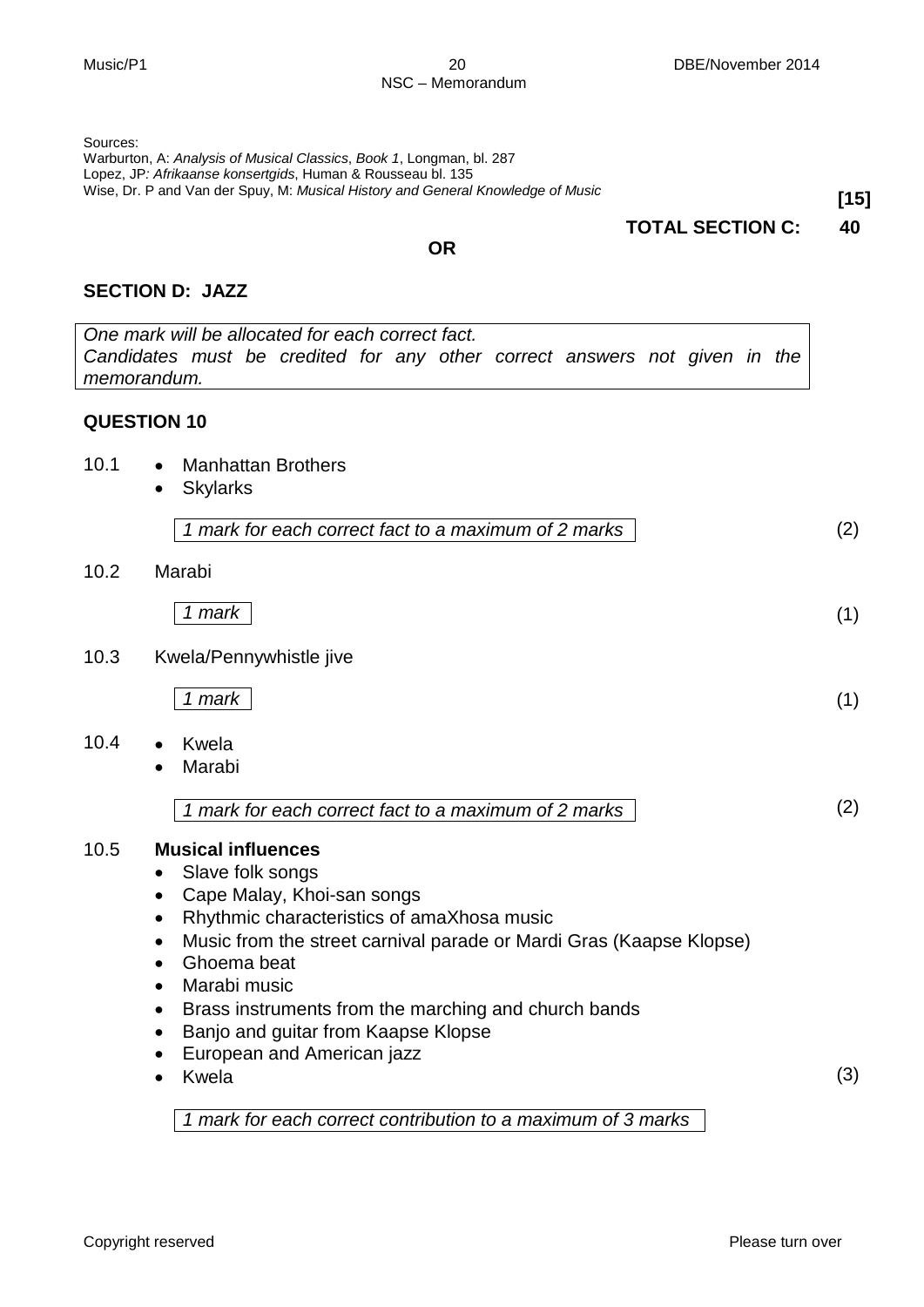Sources:
Warburton, A: *Analysis of Musical Classics*, *Book 1*, Longman, bl. 287
Lopez, JP*: Afrikaanse konsertgids*, Human & Rousseau bl. 135
Wise, Dr. P and Van der Spuy, M: *Musical History and General Knowledge of Music*

**[15]**

**TOTAL SECTION C: 40**

**OR**

## SECTION D: JAZZ

*One mark will be allocated for each correct fact.*
*Candidates must be credited for any other correct answers not given in the memorandum.*

### QUESTION 10

10.1
- Manhattan Brothers
- Skylarks

*1 mark for each correct fact to a maximum of 2 marks* (2)

10.2 Marabi

*1 mark* (1)

10.3 Kwela/Pennywhistle jive

*1 mark* (1)

10.4
- Kwela
- Marabi

*1 mark for each correct fact to a maximum of 2 marks* (2)

10.5 **Musical influences**
- Slave folk songs
- Cape Malay, Khoi-san songs
- Rhythmic characteristics of amaXhosa music
- Music from the street carnival parade or Mardi Gras (Kaapse Klopse)
- Ghoema beat
- Marabi music
- Brass instruments from the marching and church bands
- Banjo and guitar from Kaapse Klopse
- European and American jazz
- Kwela (3)

*1 mark for each correct contribution to a maximum of 3 marks*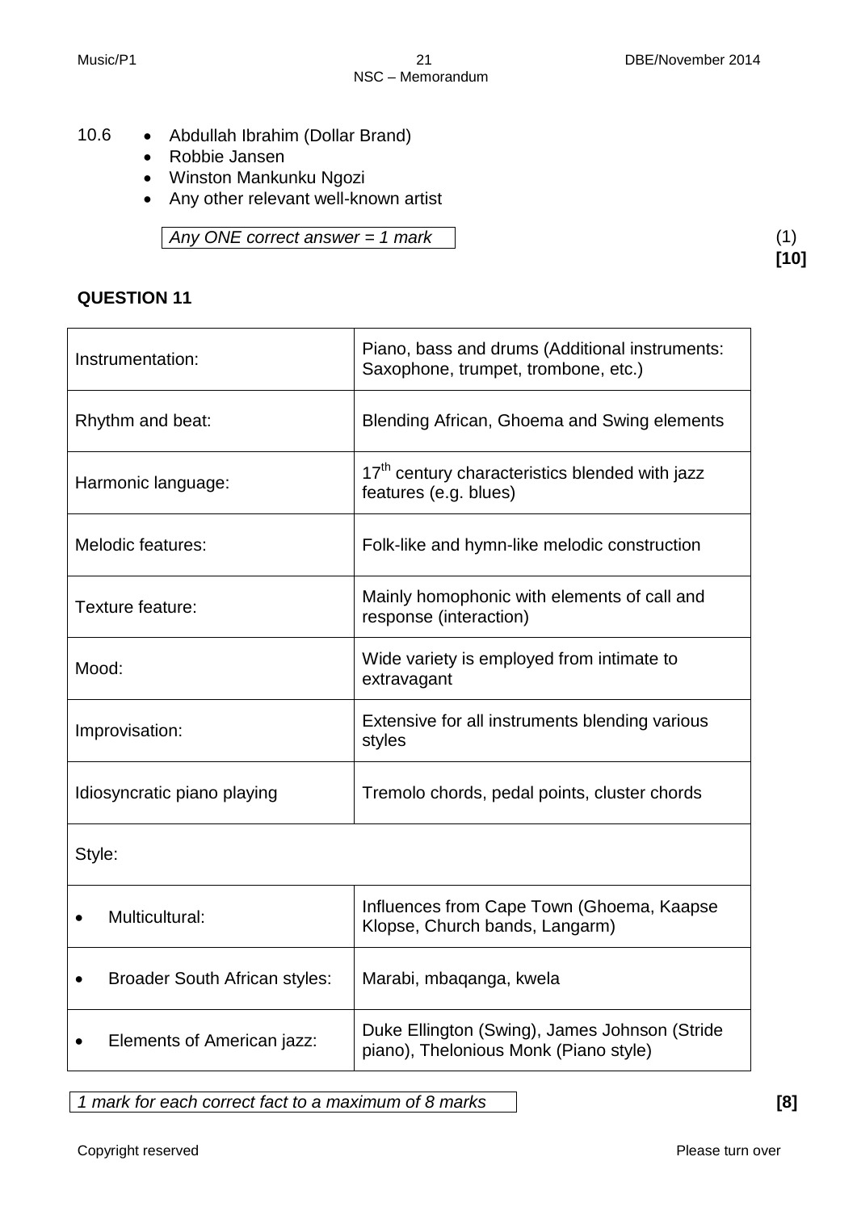10.6
- Abdullah Ibrahim (Dollar Brand)
- Robbie Jansen
- Winston Mankunku Ngozi
- Any other relevant well-known artist

*Any ONE correct answer = 1 mark* (1)

**[10]**

**QUESTION 11**

| | |
|---|---|
| Instrumentation: | Piano, bass and drums (Additional instruments: Saxophone, trumpet, trombone, etc.) |
| Rhythm and beat: | Blending African, Ghoema and Swing elements |
| Harmonic language: | 17th century characteristics blended with jazz features (e.g. blues) |
| Melodic features: | Folk-like and hymn-like melodic construction |
| Texture feature: | Mainly homophonic with elements of call and response (interaction) |
| Mood: | Wide variety is employed from intimate to extravagant |
| Improvisation: | Extensive for all instruments blending various styles |
| Idiosyncratic piano playing | Tremolo chords, pedal points, cluster chords |
| Style: | |
| • Multicultural: | Influences from Cape Town (Ghoema, Kaapse Klopse, Church bands, Langarm) |
| • Broader South African styles: | Marabi, mbaqanga, kwela |
| • Elements of American jazz: | Duke Ellington (Swing), James Johnson (Stride piano), Thelonious Monk (Piano style) |

*1 mark for each correct fact to a maximum of 8 marks* **[8]**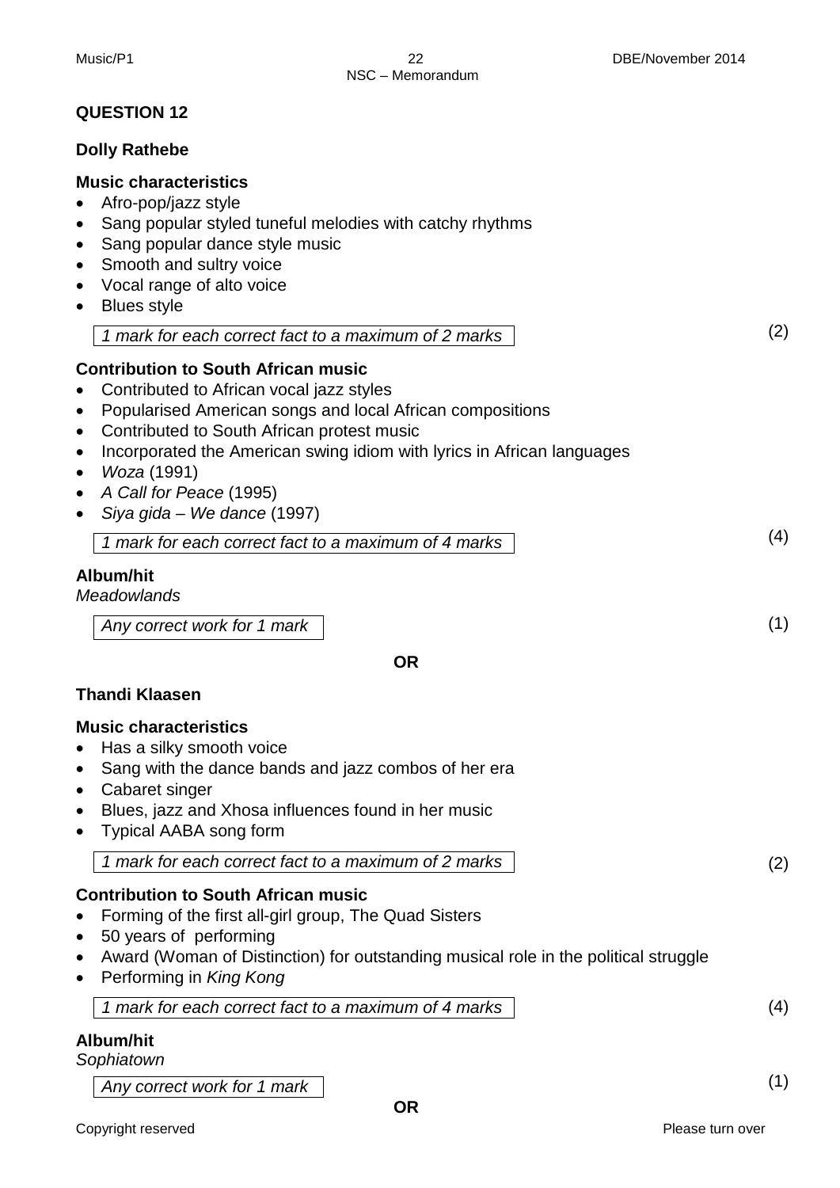## QUESTION 12

### Dolly Rathebe

**Music characteristics**

- Afro-pop/jazz style
- Sang popular styled tuneful melodies with catchy rhythms
- Sang popular dance style music
- Smooth and sultry voice
- Vocal range of alto voice
- Blues style

*1 mark for each correct fact to a maximum of 2 marks* (2)

**Contribution to South African music**

- Contributed to African vocal jazz styles
- Popularised American songs and local African compositions
- Contributed to South African protest music
- Incorporated the American swing idiom with lyrics in African languages
- *Woza* (1991)
- *A Call for Peace* (1995)
- *Siya gida – We dance* (1997)

*1 mark for each correct fact to a maximum of 4 marks* (4)

**Album/hit**

*Meadowlands*

*Any correct work for 1 mark* (1)

**OR**

### Thandi Klaasen

**Music characteristics**

- Has a silky smooth voice
- Sang with the dance bands and jazz combos of her era
- Cabaret singer
- Blues, jazz and Xhosa influences found in her music
- Typical AABA song form

*1 mark for each correct fact to a maximum of 2 marks* (2)

**Contribution to South African music**

- Forming of the first all-girl group, The Quad Sisters
- 50 years of performing
- Award (Woman of Distinction) for outstanding musical role in the political struggle
- Performing in *King Kong*

*1 mark for each correct fact to a maximum of 4 marks* (4)

**Album/hit**

*Sophiatown*

*Any correct work for 1 mark* (1)

**OR**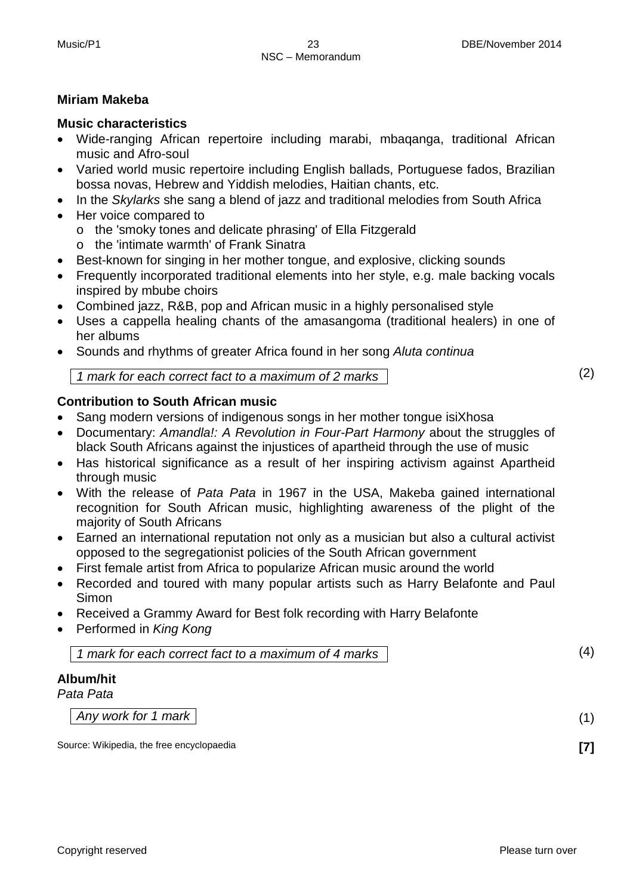**Miriam Makeba**

**Music characteristics**

- Wide-ranging African repertoire including marabi, mbaqanga, traditional African music and Afro-soul
- Varied world music repertoire including English ballads, Portuguese fados, Brazilian bossa novas, Hebrew and Yiddish melodies, Haitian chants, etc.
- In the *Skylarks* she sang a blend of jazz and traditional melodies from South Africa
- Her voice compared to
  - the 'smoky tones and delicate phrasing' of Ella Fitzgerald
  - the 'intimate warmth' of Frank Sinatra
- Best-known for singing in her mother tongue, and explosive, clicking sounds
- Frequently incorporated traditional elements into her style, e.g. male backing vocals inspired by mbube choirs
- Combined jazz, R&B, pop and African music in a highly personalised style
- Uses a cappella healing chants of the amasangoma (traditional healers) in one of her albums
- Sounds and rhythms of greater Africa found in her song *Aluta continua*

*1 mark for each correct fact to a maximum of 2 marks* (2)

**Contribution to South African music**

- Sang modern versions of indigenous songs in her mother tongue isiXhosa
- Documentary: *Amandla!: A Revolution in Four-Part Harmony* about the struggles of black South Africans against the injustices of apartheid through the use of music
- Has historical significance as a result of her inspiring activism against Apartheid through music
- With the release of *Pata Pata* in 1967 in the USA, Makeba gained international recognition for South African music, highlighting awareness of the plight of the majority of South Africans
- Earned an international reputation not only as a musician but also a cultural activist opposed to the segregationist policies of the South African government
- First female artist from Africa to popularize African music around the world
- Recorded and toured with many popular artists such as Harry Belafonte and Paul Simon
- Received a Grammy Award for Best folk recording with Harry Belafonte
- Performed in *King Kong*

*1 mark for each correct fact to a maximum of 4 marks* (4)

**Album/hit**

*Pata Pata*

*Any work for 1 mark* (1)

Source: Wikipedia, the free encyclopaedia **[7]**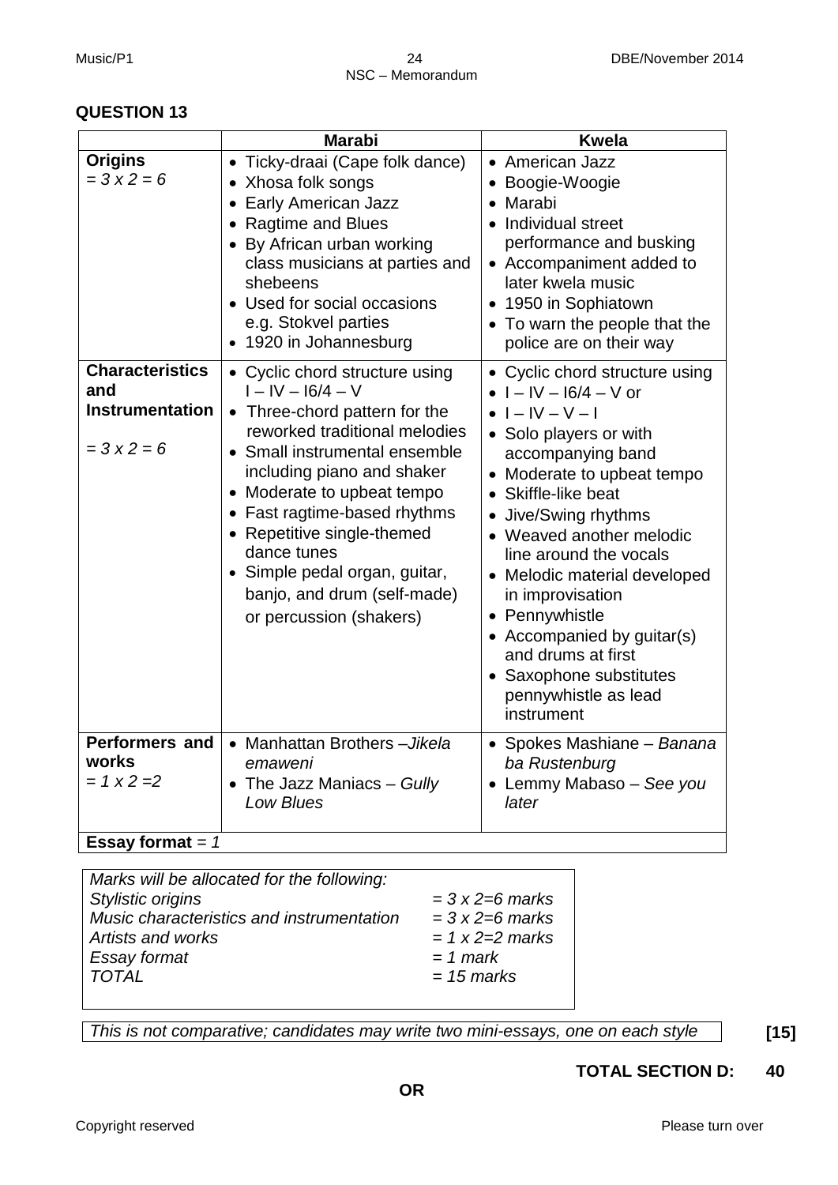## QUESTION 13

| | Marabi | Kwela |
|---|---|---|
| **Origins** <br> *= 3 x 2 = 6* | • Ticky-draai (Cape folk dance) <br> • Xhosa folk songs <br> • Early American Jazz <br> • Ragtime and Blues <br> • By African urban working class musicians at parties and shebeens <br> • Used for social occasions e.g. Stokvel parties <br> • 1920 in Johannesburg | • American Jazz <br> • Boogie-Woogie <br> • Marabi <br> • Individual street performance and busking <br> • Accompaniment added to later kwela music <br> • 1950 in Sophiatown <br> • To warn the people that the police are on their way |
| **Characteristics and Instrumentation** <br> *= 3 x 2 = 6* | • Cyclic chord structure using I – IV – I6/4 – V <br> • Three-chord pattern for the reworked traditional melodies <br> • Small instrumental ensemble including piano and shaker <br> • Moderate to upbeat tempo <br> • Fast ragtime-based rhythms <br> • Repetitive single-themed dance tunes <br> • Simple pedal organ, guitar, banjo, and drum (self-made) or percussion (shakers) | • Cyclic chord structure using <br> • I – IV – I6/4 – V or <br> • I – IV – V – I <br> • Solo players or with accompanying band <br> • Moderate to upbeat tempo <br> • Skiffle-like beat <br> • Jive/Swing rhythms <br> • Weaved another melodic line around the vocals <br> • Melodic material developed in improvisation <br> • Pennywhistle <br> • Accompanied by guitar(s) and drums at first <br> • Saxophone substitutes pennywhistle as lead instrument |
| **Performers and works** <br> *= 1 x 2 =2* | • Manhattan Brothers –*Jikela emaweni* <br> • The Jazz Maniacs – *Gully Low Blues* | • Spokes Mashiane – *Banana ba Rustenburg* <br> • Lemmy Mabaso – *See you later* |
| **Essay format** *= 1* | | |

*Marks will be allocated for the following:*

| | |
|---|---|
| *Stylistic origins* | *= 3 x 2=6 marks* |
| *Music characteristics and instrumentation* | *= 3 x 2=6 marks* |
| *Artists and works* | *= 1 x 2=2 marks* |
| *Essay format* | *= 1 mark* |
| *TOTAL* | *= 15 marks* |

*This is not comparative; candidates may write two mini-essays, one on each style* **[15]**

**TOTAL SECTION D: 40**

**OR**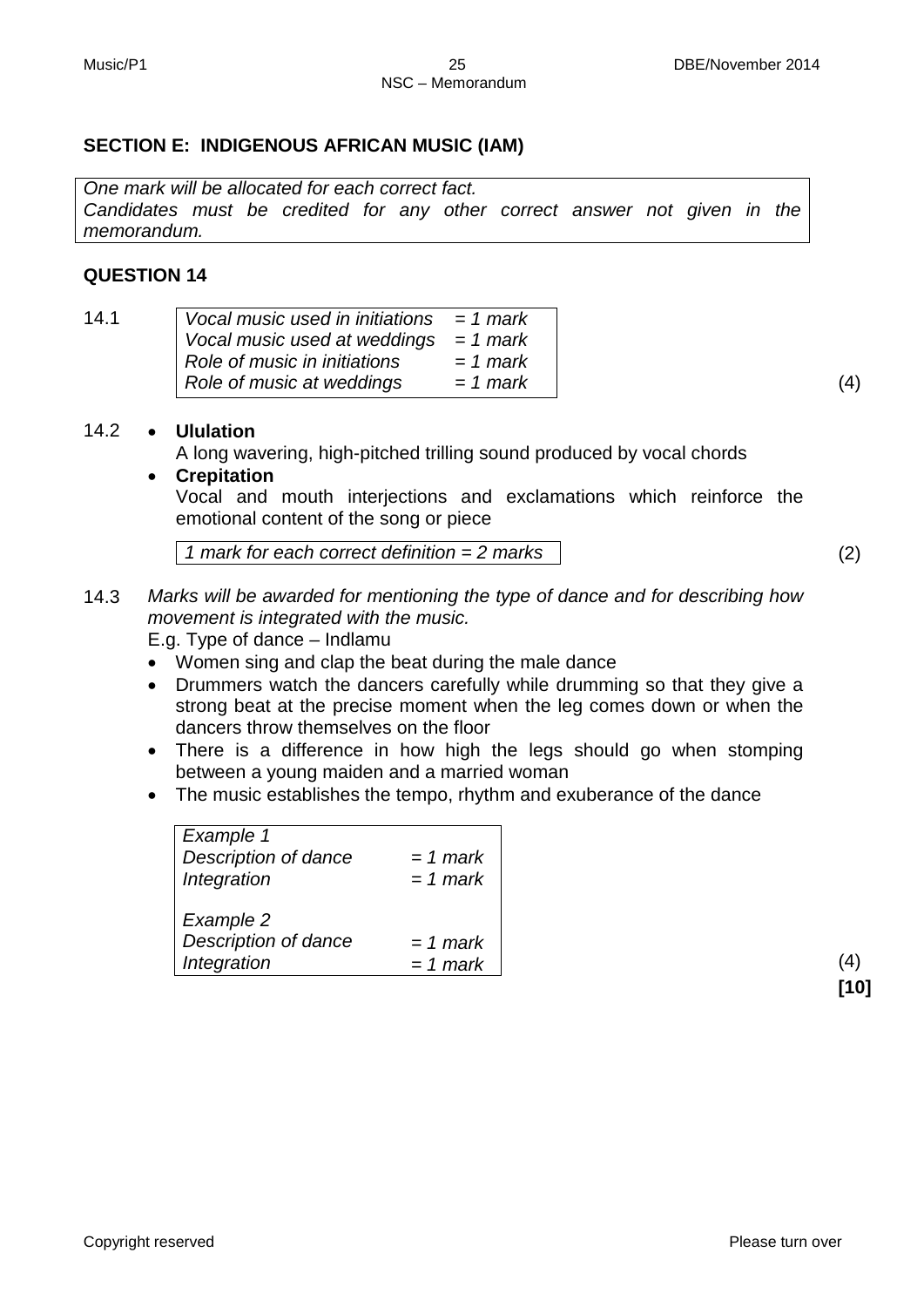## SECTION E: INDIGENOUS AFRICAN MUSIC (IAM)

*One mark will be allocated for each correct fact.*
*Candidates must be credited for any other correct answer not given in the memorandum.*

## QUESTION 14

14.1

| | |
|---|---|
| *Vocal music used in initiations* | *= 1 mark* |
| *Vocal music used at weddings* | *= 1 mark* |
| *Role of music in initiations* | *= 1 mark* |
| *Role of music at weddings* | *= 1 mark* |

(4)

14.2

- **Ululation**
  A long wavering, high-pitched trilling sound produced by vocal chords
- **Crepitation**
  Vocal and mouth interjections and exclamations which reinforce the emotional content of the song or piece

*1 mark for each correct definition = 2 marks*

(2)

14.3 *Marks will be awarded for mentioning the type of dance and for describing how movement is integrated with the music.*

E.g. Type of dance – Indlamu

- Women sing and clap the beat during the male dance
- Drummers watch the dancers carefully while drumming so that they give a strong beat at the precise moment when the leg comes down or when the dancers throw themselves on the floor
- There is a difference in how high the legs should go when stomping between a young maiden and a married woman
- The music establishes the tempo, rhythm and exuberance of the dance

| | |
|---|---|
| *Example 1* | |
| *Description of dance* | *= 1 mark* |
| *Integration* | *= 1 mark* |
| *Example 2* | |
| *Description of dance* | *= 1 mark* |
| *Integration* | *= 1 mark* |

(4)
**[10]**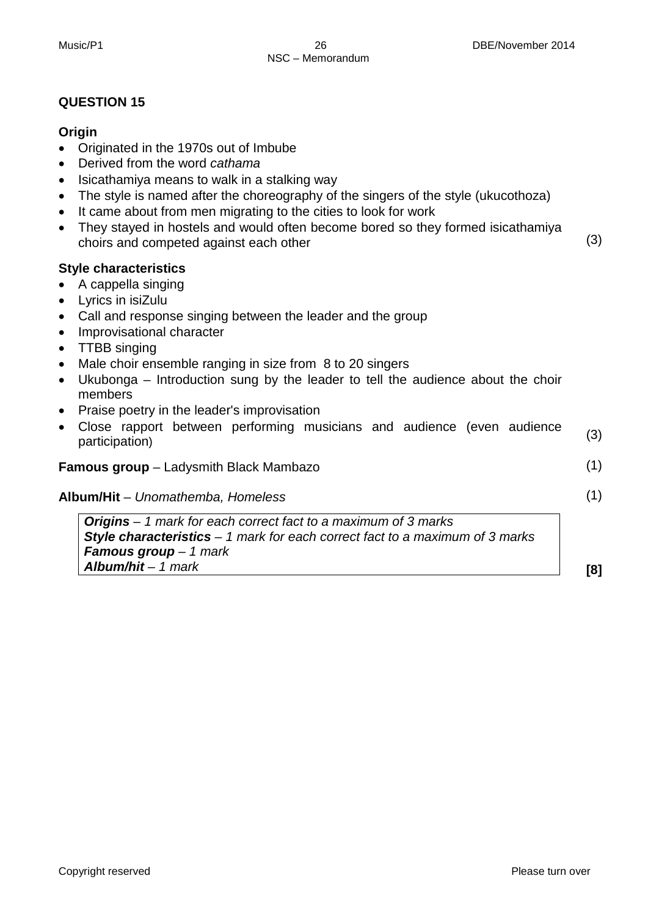**QUESTION 15**

**Origin**

- Originated in the 1970s out of Imbube
- Derived from the word *cathama*
- Isicathamiya means to walk in a stalking way
- The style is named after the choreography of the singers of the style (ukucothoza)
- It came about from men migrating to the cities to look for work
- They stayed in hostels and would often become bored so they formed isicathamiya choirs and competed against each other (3)

**Style characteristics**

- A cappella singing
- Lyrics in isiZulu
- Call and response singing between the leader and the group
- Improvisational character
- TTBB singing
- Male choir ensemble ranging in size from 8 to 20 singers
- Ukubonga – Introduction sung by the leader to tell the audience about the choir members
- Praise poetry in the leader's improvisation
- Close rapport between performing musicians and audience (even audience participation) (3)

**Famous group** – Ladysmith Black Mambazo (1)

**Album/Hit** – *Unomathemba, Homeless* (1)

| ***Origins*** *– 1 mark for each correct fact to a maximum of 3 marks* |
|---|
| ***Style characteristics*** *– 1 mark for each correct fact to a maximum of 3 marks* |
| ***Famous group*** *– 1 mark* |
| ***Album/hit*** *– 1 mark* |

**[8]**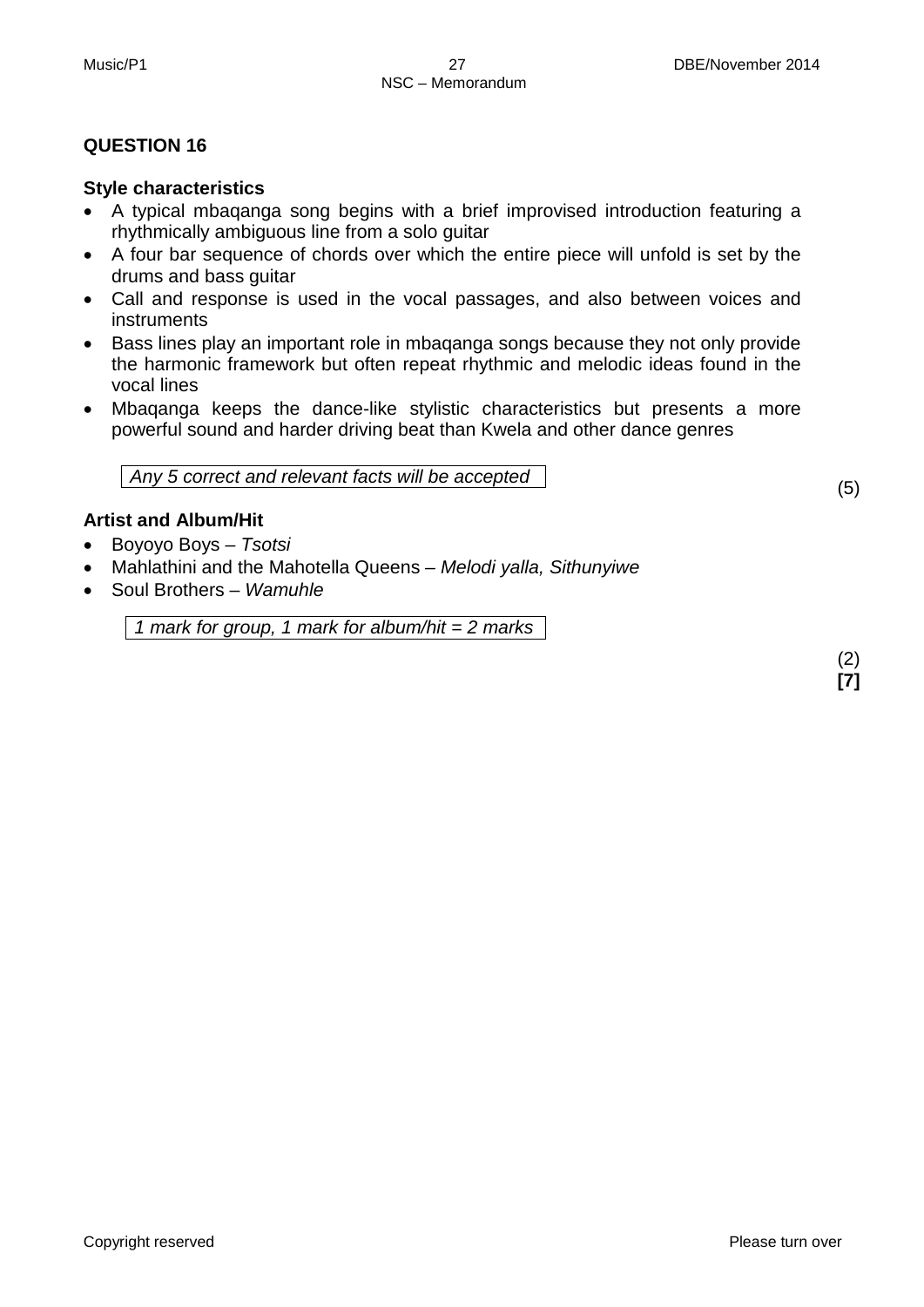**QUESTION 16**

**Style characteristics**

- A typical mbaqanga song begins with a brief improvised introduction featuring a rhythmically ambiguous line from a solo guitar
- A four bar sequence of chords over which the entire piece will unfold is set by the drums and bass guitar
- Call and response is used in the vocal passages, and also between voices and instruments
- Bass lines play an important role in mbaqanga songs because they not only provide the harmonic framework but often repeat rhythmic and melodic ideas found in the vocal lines
- Mbaqanga keeps the dance-like stylistic characteristics but presents a more powerful sound and harder driving beat than Kwela and other dance genres

*Any 5 correct and relevant facts will be accepted*

(5)

**Artist and Album/Hit**

- Boyoyo Boys – *Tsotsi*
- Mahlathini and the Mahotella Queens – *Melodi yalla, Sithunyiwe*
- Soul Brothers – *Wamuhle*

*1 mark for group, 1 mark for album/hit = 2 marks*

(2)
**[7]**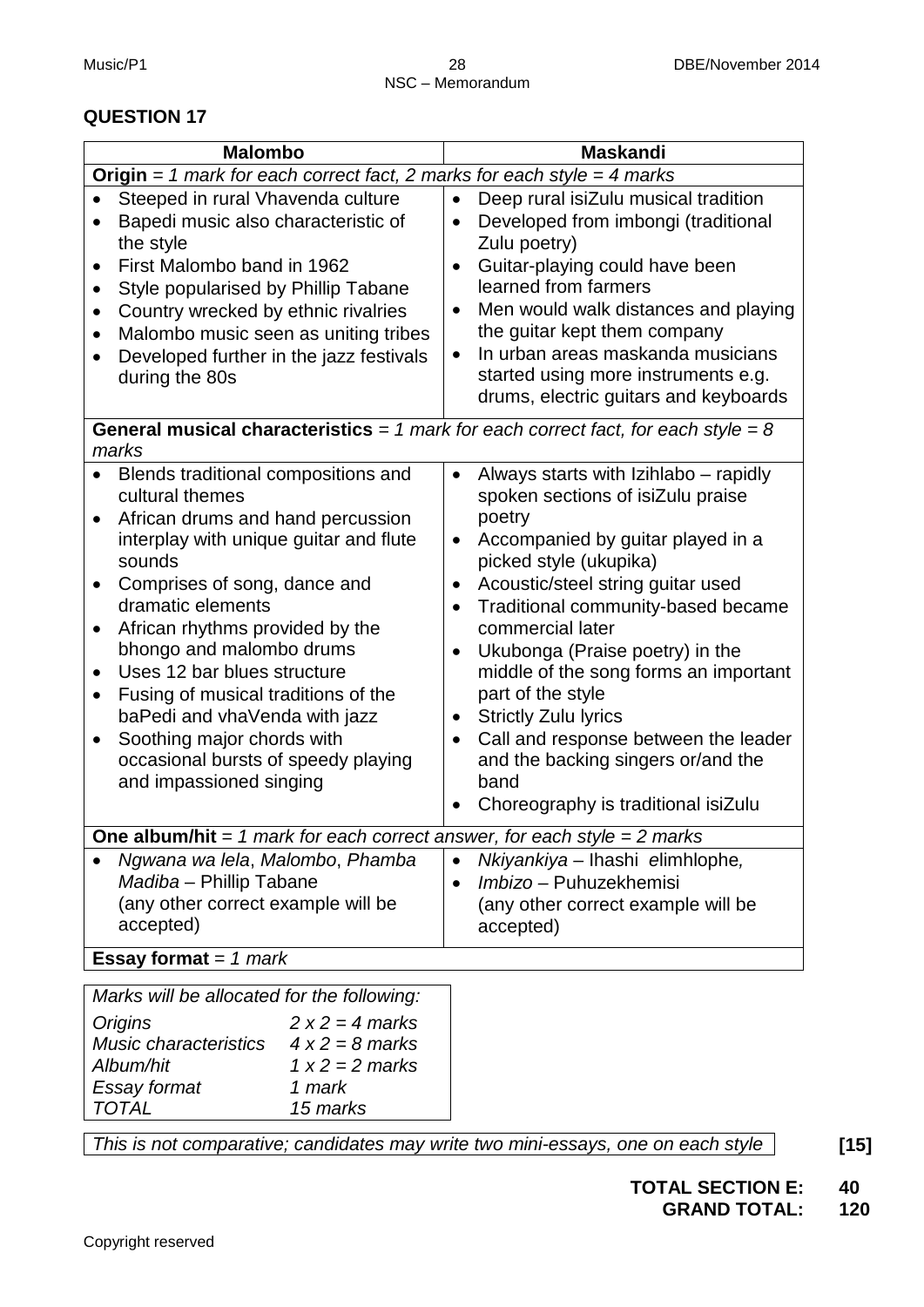## QUESTION 17

| Malombo | Maskandi |
|---|---|
| **Origin** = *1 mark for each correct fact, 2 marks for each style = 4 marks* | |
| • Steeped in rural Vhavenda culture<br>• Bapedi music also characteristic of the style<br>• First Malombo band in 1962<br>• Style popularised by Phillip Tabane<br>• Country wrecked by ethnic rivalries<br>• Malombo music seen as uniting tribes<br>• Developed further in the jazz festivals during the 80s | • Deep rural isiZulu musical tradition<br>• Developed from imbongi (traditional Zulu poetry)<br>• Guitar-playing could have been learned from farmers<br>• Men would walk distances and playing the guitar kept them company<br>• In urban areas maskanda musicians started using more instruments e.g. drums, electric guitars and keyboards |
| **General musical characteristics** = *1 mark for each correct fact, for each style = 8 marks* | |
| • Blends traditional compositions and cultural themes<br>• African drums and hand percussion interplay with unique guitar and flute sounds<br>• Comprises of song, dance and dramatic elements<br>• African rhythms provided by the bhongo and malombo drums<br>• Uses 12 bar blues structure<br>• Fusing of musical traditions of the baPedi and vhaVenda with jazz<br>• Soothing major chords with occasional bursts of speedy playing and impassioned singing | • Always starts with Izihlabo – rapidly spoken sections of isiZulu praise poetry<br>• Accompanied by guitar played in a picked style (ukupika)<br>• Acoustic/steel string guitar used<br>• Traditional community-based became commercial later<br>• Ukubonga (Praise poetry) in the middle of the song forms an important part of the style<br>• Strictly Zulu lyrics<br>• Call and response between the leader and the backing singers or/and the band<br>• Choreography is traditional isiZulu |
| **One album/hit** = *1 mark for each correct answer, for each style = 2 marks* | |
| • *Ngwana wa lela*, *Malombo*, *Phamba Madiba* – Phillip Tabane<br>(any other correct example will be accepted) | • *Nkiyankiya* – Ihashi elimhlophe,<br>• *Imbizo* – Puhuzekhemisi<br>(any other correct example will be accepted) |
| **Essay format** = *1 mark* | |

| *Marks will be allocated for the following:* | |
|---|---|
| *Origins* | *2 x 2 = 4 marks* |
| *Music characteristics* | *4 x 2 = 8 marks* |
| *Album/hit* | *1 x 2 = 2 marks* |
| *Essay format* | *1 mark* |
| *TOTAL* | *15 marks* |

*This is not comparative; candidates may write two mini-essays, one on each style* **[15]**

**TOTAL SECTION E: 40**
**GRAND TOTAL: 120**